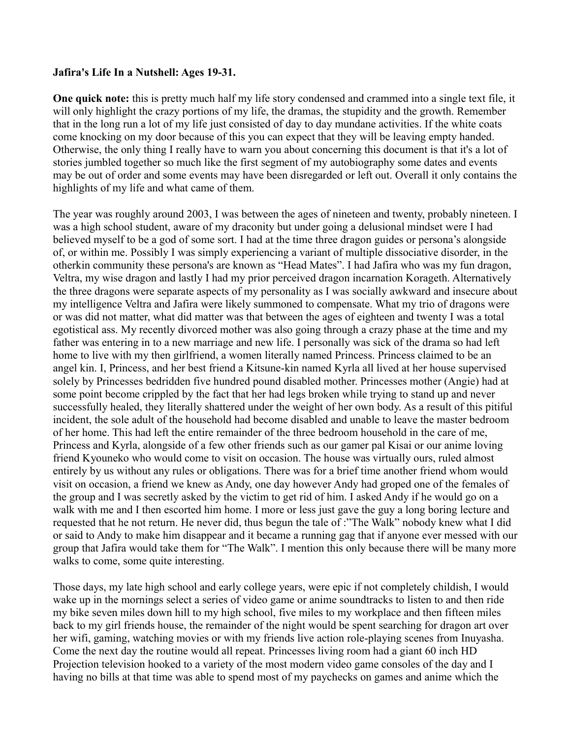**Jafira's Life In a Nutshell: Ages 19-31.**

**One quick note:** this is pretty much half my life story condensed and crammed into a single text file, it will only highlight the crazy portions of my life, the dramas, the stupidity and the growth. Remember that in the long run a lot of my life just consisted of day to day mundane activities. If the white coats come knocking on my door because of this you can expect that they will be leaving empty handed. Otherwise, the only thing I really have to warn you about concerning this document is that it's a lot of stories jumbled together so much like the first segment of my autobiography some dates and events may be out of order and some events may have been disregarded or left out. Overall it only contains the highlights of my life and what came of them.

The year was roughly around 2003, I was between the ages of nineteen and twenty, probably nineteen. I was a high school student, aware of my draconity but under going a delusional mindset were I had believed myself to be a god of some sort. I had at the time three dragon guides or persona's alongside of, or within me. Possibly I was simply experiencing a variant of multiple dissociative disorder, in the otherkin community these persona's are known as "Head Mates". I had Jafira who was my fun dragon, Veltra, my wise dragon and lastly I had my prior perceived dragon incarnation Korageth. Alternatively the three dragons were separate aspects of my personality as I was socially awkward and insecure about my intelligence Veltra and Jafira were likely summoned to compensate. What my trio of dragons were or was did not matter, what did matter was that between the ages of eighteen and twenty I was a total egotistical ass. My recently divorced mother was also going through a crazy phase at the time and my father was entering in to a new marriage and new life. I personally was sick of the drama so had left home to live with my then girlfriend, a women literally named Princess. Princess claimed to be an angel kin. I, Princess, and her best friend a Kitsune-kin named Kyrla all lived at her house supervised solely by Princesses bedridden five hundred pound disabled mother. Princesses mother (Angie) had at some point become crippled by the fact that her had legs broken while trying to stand up and never successfully healed, they literally shattered under the weight of her own body. As a result of this pitiful incident, the sole adult of the household had become disabled and unable to leave the master bedroom of her home. This had left the entire remainder of the three bedroom household in the care of me, Princess and Kyrla, alongside of a few other friends such as our gamer pal Kisai or our anime loving friend Kyouneko who would come to visit on occasion. The house was virtually ours, ruled almost entirely by us without any rules or obligations. There was for a brief time another friend whom would visit on occasion, a friend we knew as Andy, one day however Andy had groped one of the females of the group and I was secretly asked by the victim to get rid of him. I asked Andy if he would go on a walk with me and I then escorted him home. I more or less just gave the guy a long boring lecture and requested that he not return. He never did, thus begun the tale of :"The Walk" nobody knew what I did or said to Andy to make him disappear and it became a running gag that if anyone ever messed with our group that Jafira would take them for "The Walk". I mention this only because there will be many more walks to come, some quite interesting.

Those days, my late high school and early college years, were epic if not completely childish, I would wake up in the mornings select a series of video game or anime soundtracks to listen to and then ride my bike seven miles down hill to my high school, five miles to my workplace and then fifteen miles back to my girl friends house, the remainder of the night would be spent searching for dragon art over her wifi, gaming, watching movies or with my friends live action role-playing scenes from Inuyasha. Come the next day the routine would all repeat. Princesses living room had a giant 60 inch HD Projection television hooked to a variety of the most modern video game consoles of the day and I having no bills at that time was able to spend most of my paychecks on games and anime which the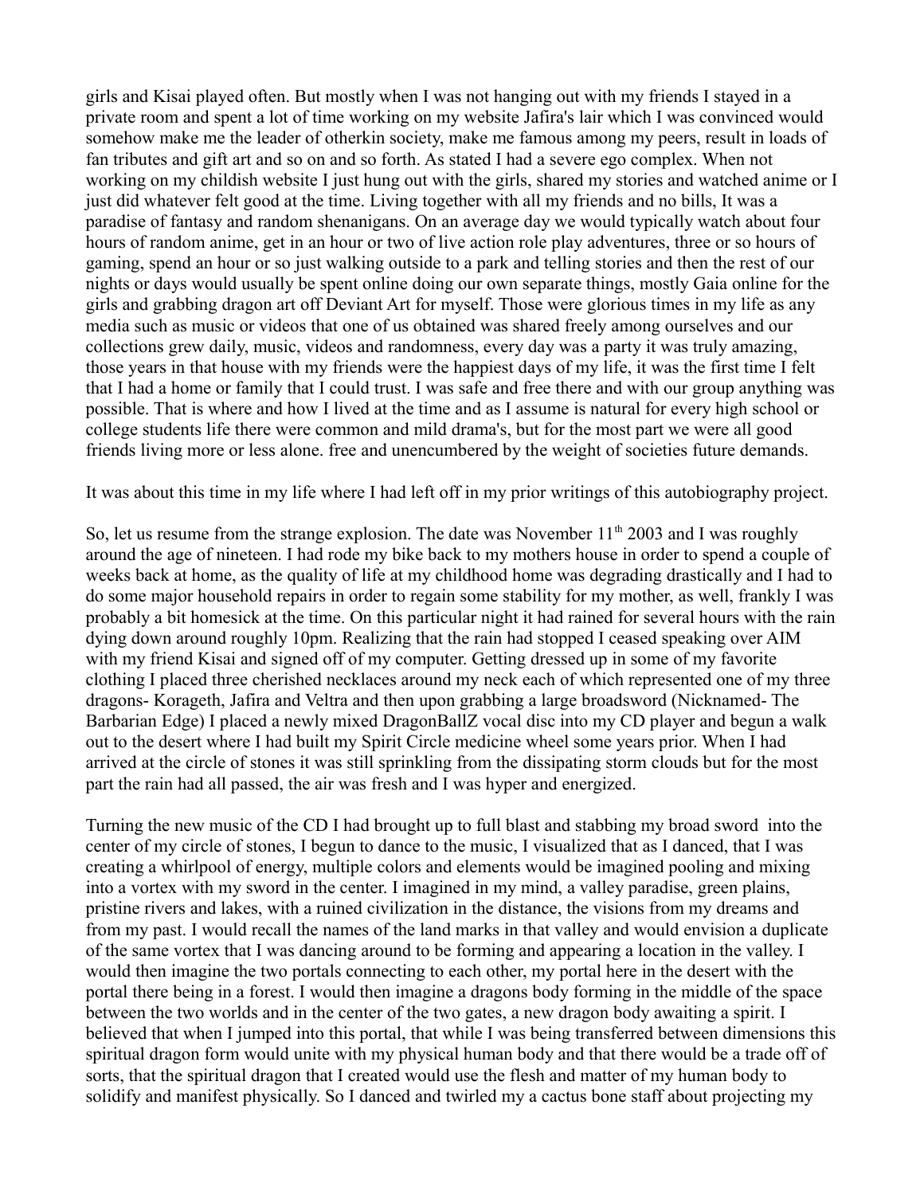girls and Kisai played often. But mostly when I was not hanging out with my friends I stayed in a private room and spent a lot of time working on my website Jafira's lair which I was convinced would somehow make me the leader of otherkin society, make me famous among my peers, result in loads of fan tributes and gift art and so on and so forth. As stated I had a severe ego complex. When not working on my childish website I just hung out with the girls, shared my stories and watched anime or I just did whatever felt good at the time. Living together with all my friends and no bills, It was a paradise of fantasy and random shenanigans. On an average day we would typically watch about four hours of random anime, get in an hour or two of live action role play adventures, three or so hours of gaming, spend an hour or so just walking outside to a park and telling stories and then the rest of our nights or days would usually be spent online doing our own separate things, mostly Gaia online for the girls and grabbing dragon art off Deviant Art for myself. Those were glorious times in my life as any media such as music or videos that one of us obtained was shared freely among ourselves and our collections grew daily, music, videos and randomness, every day was a party it was truly amazing, those years in that house with my friends were the happiest days of my life, it was the first time I felt that I had a home or family that I could trust. I was safe and free there and with our group anything was possible. That is where and how I lived at the time and as I assume is natural for every high school or college students life there were common and mild drama's, but for the most part we were all good friends living more or less alone. free and unencumbered by the weight of societies future demands.

It was about this time in my life where I had left off in my prior writings of this autobiography project.

So, let us resume from the strange explosion. The date was November 11th 2003 and I was roughly around the age of nineteen. I had rode my bike back to my mothers house in order to spend a couple of weeks back at home, as the quality of life at my childhood home was degrading drastically and I had to do some major household repairs in order to regain some stability for my mother, as well, frankly I was probably a bit homesick at the time. On this particular night it had rained for several hours with the rain dying down around roughly 10pm. Realizing that the rain had stopped I ceased speaking over AIM with my friend Kisai and signed off of my computer. Getting dressed up in some of my favorite clothing I placed three cherished necklaces around my neck each of which represented one of my three dragons- Korageth, Jafira and Veltra and then upon grabbing a large broadsword (Nicknamed- The Barbarian Edge) I placed a newly mixed DragonBallZ vocal disc into my CD player and begun a walk out to the desert where I had built my Spirit Circle medicine wheel some years prior. When I had arrived at the circle of stones it was still sprinkling from the dissipating storm clouds but for the most part the rain had all passed, the air was fresh and I was hyper and energized.

Turning the new music of the CD I had brought up to full blast and stabbing my broad sword into the center of my circle of stones, I begun to dance to the music, I visualized that as I danced, that I was creating a whirlpool of energy, multiple colors and elements would be imagined pooling and mixing into a vortex with my sword in the center. I imagined in my mind, a valley paradise, green plains, pristine rivers and lakes, with a ruined civilization in the distance, the visions from my dreams and from my past. I would recall the names of the land marks in that valley and would envision a duplicate of the same vortex that I was dancing around to be forming and appearing a location in the valley. I would then imagine the two portals connecting to each other, my portal here in the desert with the portal there being in a forest. I would then imagine a dragons body forming in the middle of the space between the two worlds and in the center of the two gates, a new dragon body awaiting a spirit. I believed that when I jumped into this portal, that while I was being transferred between dimensions this spiritual dragon form would unite with my physical human body and that there would be a trade off of sorts, that the spiritual dragon that I created would use the flesh and matter of my human body to solidify and manifest physically. So I danced and twirled my a cactus bone staff about projecting my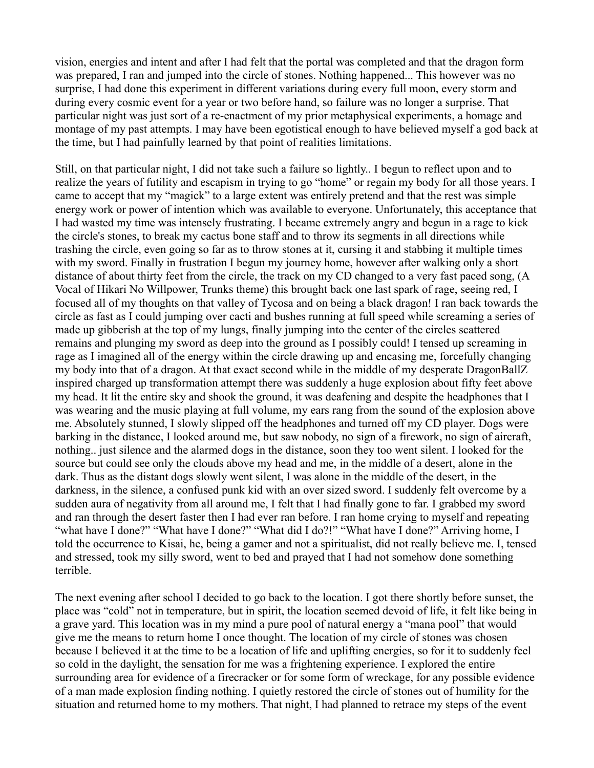vision, energies and intent and after I had felt that the portal was completed and that the dragon form was prepared, I ran and jumped into the circle of stones. Nothing happened... This however was no surprise, I had done this experiment in different variations during every full moon, every storm and during every cosmic event for a year or two before hand, so failure was no longer a surprise. That particular night was just sort of a re-enactment of my prior metaphysical experiments, a homage and montage of my past attempts. I may have been egotistical enough to have believed myself a god back at the time, but I had painfully learned by that point of realities limitations.

Still, on that particular night, I did not take such a failure so lightly.. I begun to reflect upon and to realize the years of futility and escapism in trying to go "home" or regain my body for all those years. I came to accept that my "magick" to a large extent was entirely pretend and that the rest was simple energy work or power of intention which was available to everyone. Unfortunately, this acceptance that I had wasted my time was intensely frustrating. I became extremely angry and begun in a rage to kick the circle's stones, to break my cactus bone staff and to throw its segments in all directions while trashing the circle, even going so far as to throw stones at it, cursing it and stabbing it multiple times with my sword. Finally in frustration I begun my journey home, however after walking only a short distance of about thirty feet from the circle, the track on my CD changed to a very fast paced song, (A Vocal of Hikari No Willpower, Trunks theme) this brought back one last spark of rage, seeing red, I focused all of my thoughts on that valley of Tycosa and on being a black dragon! I ran back towards the circle as fast as I could jumping over cacti and bushes running at full speed while screaming a series of made up gibberish at the top of my lungs, finally jumping into the center of the circles scattered remains and plunging my sword as deep into the ground as I possibly could! I tensed up screaming in rage as I imagined all of the energy within the circle drawing up and encasing me, forcefully changing my body into that of a dragon. At that exact second while in the middle of my desperate DragonBallZ inspired charged up transformation attempt there was suddenly a huge explosion about fifty feet above my head. It lit the entire sky and shook the ground, it was deafening and despite the headphones that I was wearing and the music playing at full volume, my ears rang from the sound of the explosion above me. Absolutely stunned, I slowly slipped off the headphones and turned off my CD player. Dogs were barking in the distance, I looked around me, but saw nobody, no sign of a firework, no sign of aircraft, nothing.. just silence and the alarmed dogs in the distance, soon they too went silent. I looked for the source but could see only the clouds above my head and me, in the middle of a desert, alone in the dark. Thus as the distant dogs slowly went silent, I was alone in the middle of the desert, in the darkness, in the silence, a confused punk kid with an over sized sword. I suddenly felt overcome by a sudden aura of negativity from all around me, I felt that I had finally gone to far. I grabbed my sword and ran through the desert faster then I had ever ran before. I ran home crying to myself and repeating "what have I done?" "What have I done?" "What did I do?!" "What have I done?" Arriving home, I told the occurrence to Kisai, he, being a gamer and not a spiritualist, did not really believe me. I, tensed and stressed, took my silly sword, went to bed and prayed that I had not somehow done something terrible.

The next evening after school I decided to go back to the location. I got there shortly before sunset, the place was "cold" not in temperature, but in spirit, the location seemed devoid of life, it felt like being in a grave yard. This location was in my mind a pure pool of natural energy a "mana pool" that would give me the means to return home I once thought. The location of my circle of stones was chosen because I believed it at the time to be a location of life and uplifting energies, so for it to suddenly feel so cold in the daylight, the sensation for me was a frightening experience. I explored the entire surrounding area for evidence of a firecracker or for some form of wreckage, for any possible evidence of a man made explosion finding nothing. I quietly restored the circle of stones out of humility for the situation and returned home to my mothers. That night, I had planned to retrace my steps of the event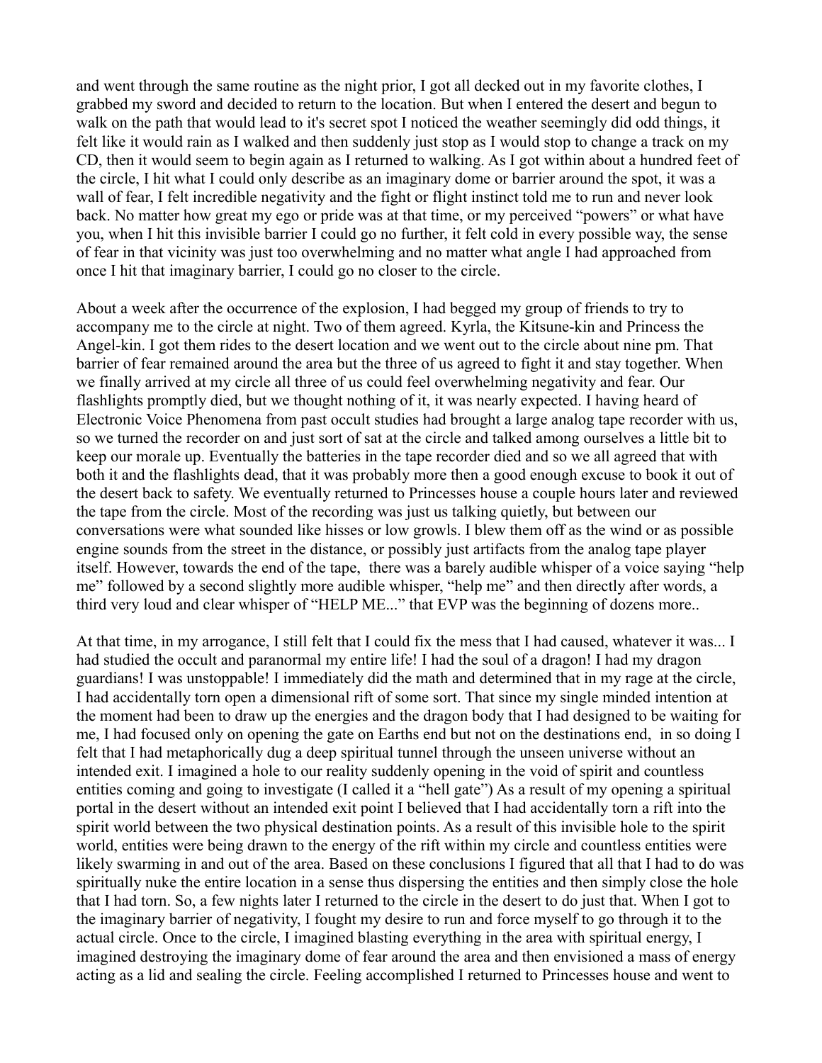and went through the same routine as the night prior, I got all decked out in my favorite clothes, I grabbed my sword and decided to return to the location. But when I entered the desert and begun to walk on the path that would lead to it's secret spot I noticed the weather seemingly did odd things, it felt like it would rain as I walked and then suddenly just stop as I would stop to change a track on my CD, then it would seem to begin again as I returned to walking. As I got within about a hundred feet of the circle, I hit what I could only describe as an imaginary dome or barrier around the spot, it was a wall of fear, I felt incredible negativity and the fight or flight instinct told me to run and never look back. No matter how great my ego or pride was at that time, or my perceived "powers" or what have you, when I hit this invisible barrier I could go no further, it felt cold in every possible way, the sense of fear in that vicinity was just too overwhelming and no matter what angle I had approached from once I hit that imaginary barrier, I could go no closer to the circle.

About a week after the occurrence of the explosion, I had begged my group of friends to try to accompany me to the circle at night. Two of them agreed. Kyrla, the Kitsune-kin and Princess the Angel-kin. I got them rides to the desert location and we went out to the circle about nine pm. That barrier of fear remained around the area but the three of us agreed to fight it and stay together. When we finally arrived at my circle all three of us could feel overwhelming negativity and fear. Our flashlights promptly died, but we thought nothing of it, it was nearly expected. I having heard of Electronic Voice Phenomena from past occult studies had brought a large analog tape recorder with us, so we turned the recorder on and just sort of sat at the circle and talked among ourselves a little bit to keep our morale up. Eventually the batteries in the tape recorder died and so we all agreed that with both it and the flashlights dead, that it was probably more then a good enough excuse to book it out of the desert back to safety. We eventually returned to Princesses house a couple hours later and reviewed the tape from the circle. Most of the recording was just us talking quietly, but between our conversations were what sounded like hisses or low growls. I blew them off as the wind or as possible engine sounds from the street in the distance, or possibly just artifacts from the analog tape player itself. However, towards the end of the tape, there was a barely audible whisper of a voice saying "help me" followed by a second slightly more audible whisper, "help me" and then directly after words, a third very loud and clear whisper of "HELP ME..." that EVP was the beginning of dozens more..

At that time, in my arrogance, I still felt that I could fix the mess that I had caused, whatever it was... I had studied the occult and paranormal my entire life! I had the soul of a dragon! I had my dragon guardians! I was unstoppable! I immediately did the math and determined that in my rage at the circle, I had accidentally torn open a dimensional rift of some sort. That since my single minded intention at the moment had been to draw up the energies and the dragon body that I had designed to be waiting for me, I had focused only on opening the gate on Earths end but not on the destinations end, in so doing I felt that I had metaphorically dug a deep spiritual tunnel through the unseen universe without an intended exit. I imagined a hole to our reality suddenly opening in the void of spirit and countless entities coming and going to investigate (I called it a "hell gate") As a result of my opening a spiritual portal in the desert without an intended exit point I believed that I had accidentally torn a rift into the spirit world between the two physical destination points. As a result of this invisible hole to the spirit world, entities were being drawn to the energy of the rift within my circle and countless entities were likely swarming in and out of the area. Based on these conclusions I figured that all that I had to do was spiritually nuke the entire location in a sense thus dispersing the entities and then simply close the hole that I had torn. So, a few nights later I returned to the circle in the desert to do just that. When I got to the imaginary barrier of negativity, I fought my desire to run and force myself to go through it to the actual circle. Once to the circle, I imagined blasting everything in the area with spiritual energy, I imagined destroying the imaginary dome of fear around the area and then envisioned a mass of energy acting as a lid and sealing the circle. Feeling accomplished I returned to Princesses house and went to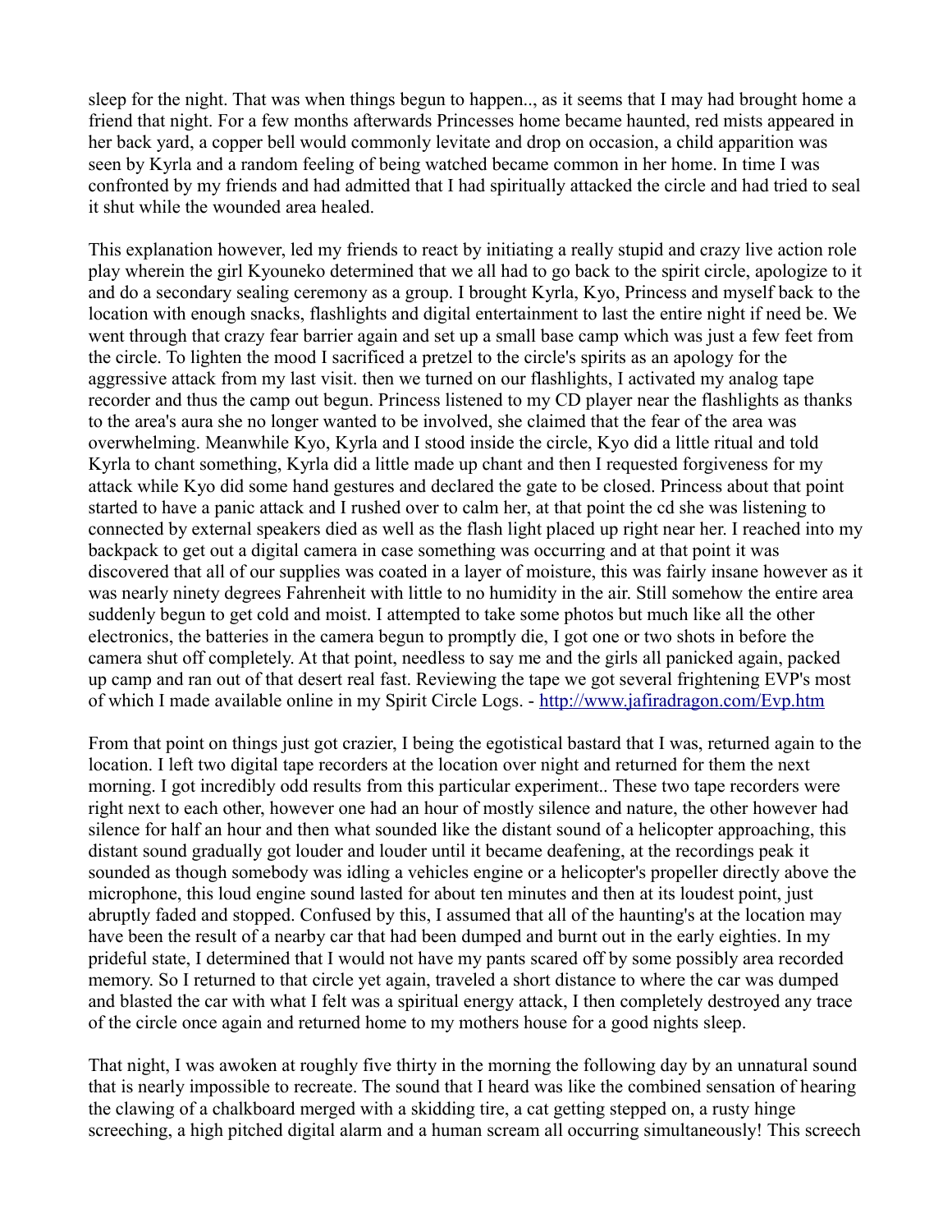sleep for the night. That was when things begun to happen.., as it seems that I may had brought home a friend that night. For a few months afterwards Princesses home became haunted, red mists appeared in her back yard, a copper bell would commonly levitate and drop on occasion, a child apparition was seen by Kyrla and a random feeling of being watched became common in her home. In time I was confronted by my friends and had admitted that I had spiritually attacked the circle and had tried to seal it shut while the wounded area healed.

This explanation however, led my friends to react by initiating a really stupid and crazy live action role play wherein the girl Kyouneko determined that we all had to go back to the spirit circle, apologize to it and do a secondary sealing ceremony as a group. I brought Kyrla, Kyo, Princess and myself back to the location with enough snacks, flashlights and digital entertainment to last the entire night if need be. We went through that crazy fear barrier again and set up a small base camp which was just a few feet from the circle. To lighten the mood I sacrificed a pretzel to the circle's spirits as an apology for the aggressive attack from my last visit. then we turned on our flashlights, I activated my analog tape recorder and thus the camp out begun. Princess listened to my CD player near the flashlights as thanks to the area's aura she no longer wanted to be involved, she claimed that the fear of the area was overwhelming. Meanwhile Kyo, Kyrla and I stood inside the circle, Kyo did a little ritual and told Kyrla to chant something, Kyrla did a little made up chant and then I requested forgiveness for my attack while Kyo did some hand gestures and declared the gate to be closed. Princess about that point started to have a panic attack and I rushed over to calm her, at that point the cd she was listening to connected by external speakers died as well as the flash light placed up right near her. I reached into my backpack to get out a digital camera in case something was occurring and at that point it was discovered that all of our supplies was coated in a layer of moisture, this was fairly insane however as it was nearly ninety degrees Fahrenheit with little to no humidity in the air. Still somehow the entire area suddenly begun to get cold and moist. I attempted to take some photos but much like all the other electronics, the batteries in the camera begun to promptly die, I got one or two shots in before the camera shut off completely. At that point, needless to say me and the girls all panicked again, packed up camp and ran out of that desert real fast. Reviewing the tape we got several frightening EVP's most of which I made available online in my Spirit Circle Logs. - http://www.jafiradragon.com/Evp.htm

From that point on things just got crazier, I being the egotistical bastard that I was, returned again to the location. I left two digital tape recorders at the location over night and returned for them the next morning. I got incredibly odd results from this particular experiment.. These two tape recorders were right next to each other, however one had an hour of mostly silence and nature, the other however had silence for half an hour and then what sounded like the distant sound of a helicopter approaching, this distant sound gradually got louder and louder until it became deafening, at the recordings peak it sounded as though somebody was idling a vehicles engine or a helicopter's propeller directly above the microphone, this loud engine sound lasted for about ten minutes and then at its loudest point, just abruptly faded and stopped. Confused by this, I assumed that all of the haunting's at the location may have been the result of a nearby car that had been dumped and burnt out in the early eighties. In my prideful state, I determined that I would not have my pants scared off by some possibly area recorded memory. So I returned to that circle yet again, traveled a short distance to where the car was dumped and blasted the car with what I felt was a spiritual energy attack, I then completely destroyed any trace of the circle once again and returned home to my mothers house for a good nights sleep.

That night, I was awoken at roughly five thirty in the morning the following day by an unnatural sound that is nearly impossible to recreate. The sound that I heard was like the combined sensation of hearing the clawing of a chalkboard merged with a skidding tire, a cat getting stepped on, a rusty hinge screeching, a high pitched digital alarm and a human scream all occurring simultaneously! This screech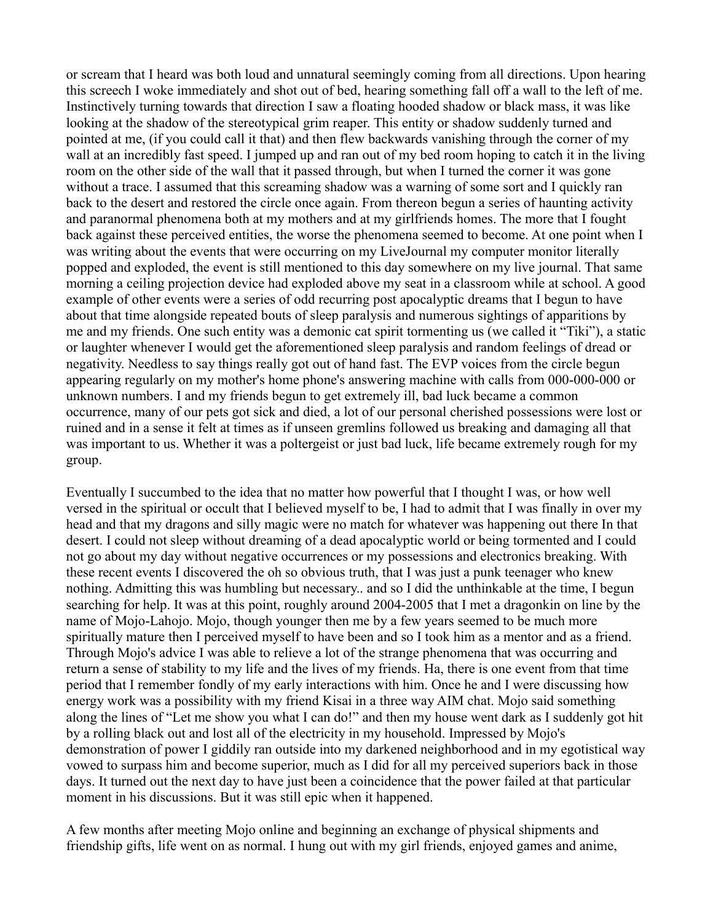or scream that I heard was both loud and unnatural seemingly coming from all directions. Upon hearing this screech I woke immediately and shot out of bed, hearing something fall off a wall to the left of me. Instinctively turning towards that direction I saw a floating hooded shadow or black mass, it was like looking at the shadow of the stereotypical grim reaper. This entity or shadow suddenly turned and pointed at me, (if you could call it that) and then flew backwards vanishing through the corner of my wall at an incredibly fast speed. I jumped up and ran out of my bed room hoping to catch it in the living room on the other side of the wall that it passed through, but when I turned the corner it was gone without a trace. I assumed that this screaming shadow was a warning of some sort and I quickly ran back to the desert and restored the circle once again. From thereon begun a series of haunting activity and paranormal phenomena both at my mothers and at my girlfriends homes. The more that I fought back against these perceived entities, the worse the phenomena seemed to become. At one point when I was writing about the events that were occurring on my LiveJournal my computer monitor literally popped and exploded, the event is still mentioned to this day somewhere on my live journal. That same morning a ceiling projection device had exploded above my seat in a classroom while at school. A good example of other events were a series of odd recurring post apocalyptic dreams that I begun to have about that time alongside repeated bouts of sleep paralysis and numerous sightings of apparitions by me and my friends. One such entity was a demonic cat spirit tormenting us (we called it "Tiki"), a static or laughter whenever I would get the aforementioned sleep paralysis and random feelings of dread or negativity. Needless to say things really got out of hand fast. The EVP voices from the circle begun appearing regularly on my mother's home phone's answering machine with calls from 000-000-000 or unknown numbers. I and my friends begun to get extremely ill, bad luck became a common occurrence, many of our pets got sick and died, a lot of our personal cherished possessions were lost or ruined and in a sense it felt at times as if unseen gremlins followed us breaking and damaging all that was important to us. Whether it was a poltergeist or just bad luck, life became extremely rough for my group.

Eventually I succumbed to the idea that no matter how powerful that I thought I was, or how well versed in the spiritual or occult that I believed myself to be, I had to admit that I was finally in over my head and that my dragons and silly magic were no match for whatever was happening out there In that desert. I could not sleep without dreaming of a dead apocalyptic world or being tormented and I could not go about my day without negative occurrences or my possessions and electronics breaking. With these recent events I discovered the oh so obvious truth, that I was just a punk teenager who knew nothing. Admitting this was humbling but necessary.. and so I did the unthinkable at the time, I begun searching for help. It was at this point, roughly around 2004-2005 that I met a dragonkin on line by the name of Mojo-Lahojo. Mojo, though younger then me by a few years seemed to be much more spiritually mature then I perceived myself to have been and so I took him as a mentor and as a friend. Through Mojo's advice I was able to relieve a lot of the strange phenomena that was occurring and return a sense of stability to my life and the lives of my friends. Ha, there is one event from that time period that I remember fondly of my early interactions with him. Once he and I were discussing how energy work was a possibility with my friend Kisai in a three way AIM chat. Mojo said something along the lines of "Let me show you what I can do!" and then my house went dark as I suddenly got hit by a rolling black out and lost all of the electricity in my household. Impressed by Mojo's demonstration of power I giddily ran outside into my darkened neighborhood and in my egotistical way vowed to surpass him and become superior, much as I did for all my perceived superiors back in those days. It turned out the next day to have just been a coincidence that the power failed at that particular moment in his discussions. But it was still epic when it happened.

A few months after meeting Mojo online and beginning an exchange of physical shipments and friendship gifts, life went on as normal. I hung out with my girl friends, enjoyed games and anime,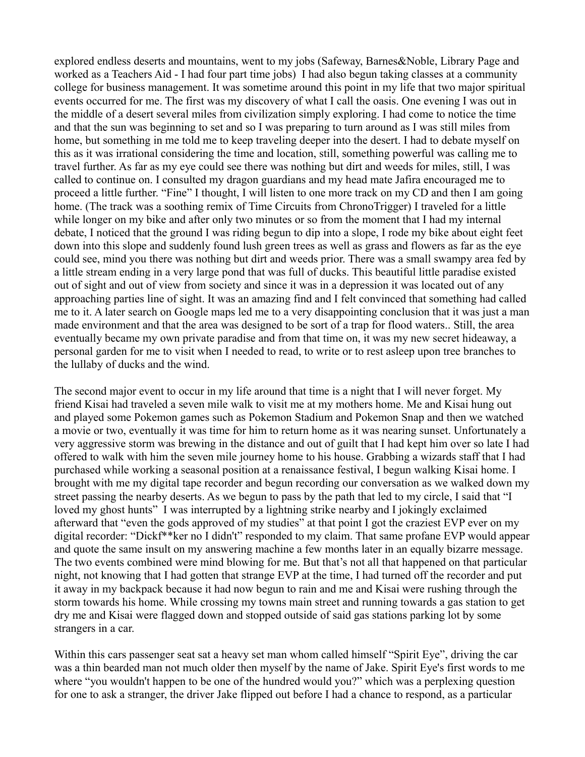explored endless deserts and mountains, went to my jobs (Safeway, Barnes&Noble, Library Page and worked as a Teachers Aid - I had four part time jobs) I had also begun taking classes at a community college for business management. It was sometime around this point in my life that two major spiritual events occurred for me. The first was my discovery of what I call the oasis. One evening I was out in the middle of a desert several miles from civilization simply exploring. I had come to notice the time and that the sun was beginning to set and so I was preparing to turn around as I was still miles from home, but something in me told me to keep traveling deeper into the desert. I had to debate myself on this as it was irrational considering the time and location, still, something powerful was calling me to travel further. As far as my eye could see there was nothing but dirt and weeds for miles, still, I was called to continue on. I consulted my dragon guardians and my head mate Jafira encouraged me to proceed a little further. "Fine" I thought, I will listen to one more track on my CD and then I am going home. (The track was a soothing remix of Time Circuits from ChronoTrigger) I traveled for a little while longer on my bike and after only two minutes or so from the moment that I had my internal debate, I noticed that the ground I was riding begun to dip into a slope, I rode my bike about eight feet down into this slope and suddenly found lush green trees as well as grass and flowers as far as the eye could see, mind you there was nothing but dirt and weeds prior. There was a small swampy area fed by a little stream ending in a very large pond that was full of ducks. This beautiful little paradise existed out of sight and out of view from society and since it was in a depression it was located out of any approaching parties line of sight. It was an amazing find and I felt convinced that something had called me to it. A later search on Google maps led me to a very disappointing conclusion that it was just a man made environment and that the area was designed to be sort of a trap for flood waters.. Still, the area eventually became my own private paradise and from that time on, it was my new secret hideaway, a personal garden for me to visit when I needed to read, to write or to rest asleep upon tree branches to the lullaby of ducks and the wind.

The second major event to occur in my life around that time is a night that I will never forget. My friend Kisai had traveled a seven mile walk to visit me at my mothers home. Me and Kisai hung out and played some Pokemon games such as Pokemon Stadium and Pokemon Snap and then we watched a movie or two, eventually it was time for him to return home as it was nearing sunset. Unfortunately a very aggressive storm was brewing in the distance and out of guilt that I had kept him over so late I had offered to walk with him the seven mile journey home to his house. Grabbing a wizards staff that I had purchased while working a seasonal position at a renaissance festival, I begun walking Kisai home. I brought with me my digital tape recorder and begun recording our conversation as we walked down my street passing the nearby deserts. As we begun to pass by the path that led to my circle, I said that "I loved my ghost hunts" I was interrupted by a lightning strike nearby and I jokingly exclaimed afterward that "even the gods approved of my studies" at that point I got the craziest EVP ever on my digital recorder: "Dickf**ker no I didn't" responded to my claim. That same profane EVP would appear and quote the same insult on my answering machine a few months later in an equally bizarre message. The two events combined were mind blowing for me. But that's not all that happened on that particular night, not knowing that I had gotten that strange EVP at the time, I had turned off the recorder and put it away in my backpack because it had now begun to rain and me and Kisai were rushing through the storm towards his home. While crossing my towns main street and running towards a gas station to get dry me and Kisai were flagged down and stopped outside of said gas stations parking lot by some strangers in a car.

Within this cars passenger seat sat a heavy set man whom called himself "Spirit Eye", driving the car was a thin bearded man not much older then myself by the name of Jake. Spirit Eye's first words to me where "you wouldn't happen to be one of the hundred would you?" which was a perplexing question for one to ask a stranger, the driver Jake flipped out before I had a chance to respond, as a particular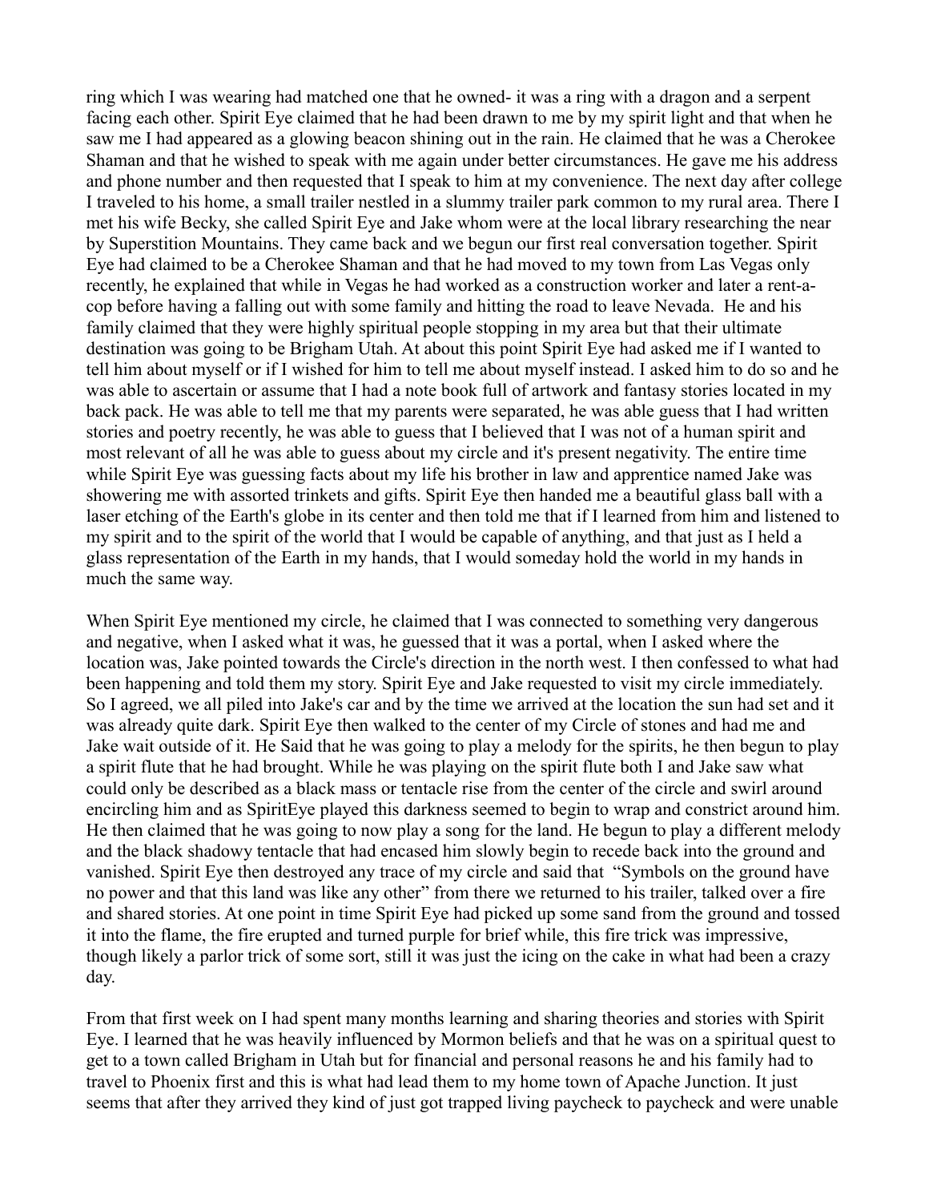ring which I was wearing had matched one that he owned- it was a ring with a dragon and a serpent facing each other. Spirit Eye claimed that he had been drawn to me by my spirit light and that when he saw me I had appeared as a glowing beacon shining out in the rain. He claimed that he was a Cherokee Shaman and that he wished to speak with me again under better circumstances. He gave me his address and phone number and then requested that I speak to him at my convenience. The next day after college I traveled to his home, a small trailer nestled in a slummy trailer park common to my rural area. There I met his wife Becky, she called Spirit Eye and Jake whom were at the local library researching the near by Superstition Mountains. They came back and we begun our first real conversation together. Spirit Eye had claimed to be a Cherokee Shaman and that he had moved to my town from Las Vegas only recently, he explained that while in Vegas he had worked as a construction worker and later a rent-a-cop before having a falling out with some family and hitting the road to leave Nevada. He and his family claimed that they were highly spiritual people stopping in my area but that their ultimate destination was going to be Brigham Utah. At about this point Spirit Eye had asked me if I wanted to tell him about myself or if I wished for him to tell me about myself instead. I asked him to do so and he was able to ascertain or assume that I had a note book full of artwork and fantasy stories located in my back pack. He was able to tell me that my parents were separated, he was able guess that I had written stories and poetry recently, he was able to guess that I believed that I was not of a human spirit and most relevant of all he was able to guess about my circle and it's present negativity. The entire time while Spirit Eye was guessing facts about my life his brother in law and apprentice named Jake was showering me with assorted trinkets and gifts. Spirit Eye then handed me a beautiful glass ball with a laser etching of the Earth's globe in its center and then told me that if I learned from him and listened to my spirit and to the spirit of the world that I would be capable of anything, and that just as I held a glass representation of the Earth in my hands, that I would someday hold the world in my hands in much the same way.

When Spirit Eye mentioned my circle, he claimed that I was connected to something very dangerous and negative, when I asked what it was, he guessed that it was a portal, when I asked where the location was, Jake pointed towards the Circle's direction in the north west. I then confessed to what had been happening and told them my story. Spirit Eye and Jake requested to visit my circle immediately. So I agreed, we all piled into Jake's car and by the time we arrived at the location the sun had set and it was already quite dark. Spirit Eye then walked to the center of my Circle of stones and had me and Jake wait outside of it. He Said that he was going to play a melody for the spirits, he then begun to play a spirit flute that he had brought. While he was playing on the spirit flute both I and Jake saw what could only be described as a black mass or tentacle rise from the center of the circle and swirl around encircling him and as SpiritEye played this darkness seemed to begin to wrap and constrict around him. He then claimed that he was going to now play a song for the land. He begun to play a different melody and the black shadowy tentacle that had encased him slowly begin to recede back into the ground and vanished. Spirit Eye then destroyed any trace of my circle and said that "Symbols on the ground have no power and that this land was like any other" from there we returned to his trailer, talked over a fire and shared stories. At one point in time Spirit Eye had picked up some sand from the ground and tossed it into the flame, the fire erupted and turned purple for brief while, this fire trick was impressive, though likely a parlor trick of some sort, still it was just the icing on the cake in what had been a crazy day.

From that first week on I had spent many months learning and sharing theories and stories with Spirit Eye. I learned that he was heavily influenced by Mormon beliefs and that he was on a spiritual quest to get to a town called Brigham in Utah but for financial and personal reasons he and his family had to travel to Phoenix first and this is what had lead them to my home town of Apache Junction. It just seems that after they arrived they kind of just got trapped living paycheck to paycheck and were unable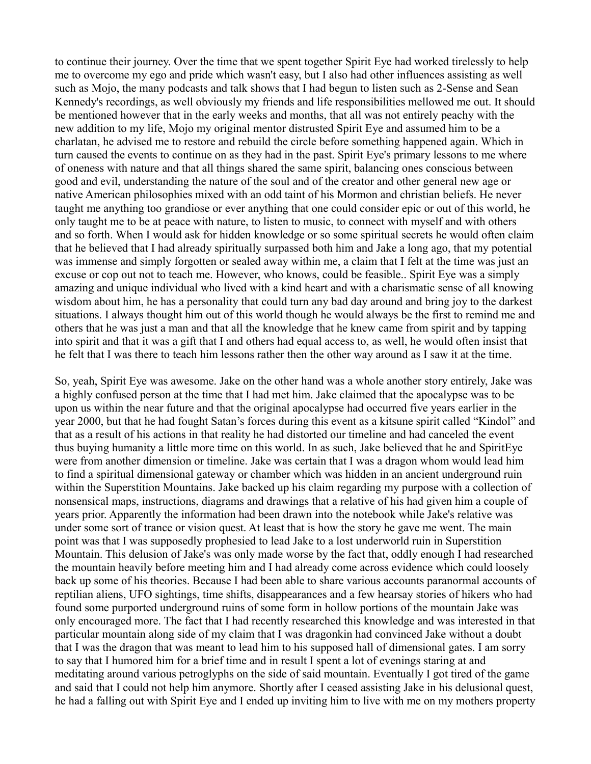to continue their journey. Over the time that we spent together Spirit Eye had worked tirelessly to help me to overcome my ego and pride which wasn't easy, but I also had other influences assisting as well such as Mojo, the many podcasts and talk shows that I had begun to listen such as 2-Sense and Sean Kennedy's recordings, as well obviously my friends and life responsibilities mellowed me out. It should be mentioned however that in the early weeks and months, that all was not entirely peachy with the new addition to my life, Mojo my original mentor distrusted Spirit Eye and assumed him to be a charlatan, he advised me to restore and rebuild the circle before something happened again. Which in turn caused the events to continue on as they had in the past. Spirit Eye's primary lessons to me where of oneness with nature and that all things shared the same spirit, balancing ones conscious between good and evil, understanding the nature of the soul and of the creator and other general new age or native American philosophies mixed with an odd taint of his Mormon and christian beliefs. He never taught me anything too grandiose or ever anything that one could consider epic or out of this world, he only taught me to be at peace with nature, to listen to music, to connect with myself and with others and so forth. When I would ask for hidden knowledge or so some spiritual secrets he would often claim that he believed that I had already spiritually surpassed both him and Jake a long ago, that my potential was immense and simply forgotten or sealed away within me, a claim that I felt at the time was just an excuse or cop out not to teach me. However, who knows, could be feasible.. Spirit Eye was a simply amazing and unique individual who lived with a kind heart and with a charismatic sense of all knowing wisdom about him, he has a personality that could turn any bad day around and bring joy to the darkest situations. I always thought him out of this world though he would always be the first to remind me and others that he was just a man and that all the knowledge that he knew came from spirit and by tapping into spirit and that it was a gift that I and others had equal access to, as well, he would often insist that he felt that I was there to teach him lessons rather then the other way around as I saw it at the time.

So, yeah, Spirit Eye was awesome. Jake on the other hand was a whole another story entirely, Jake was a highly confused person at the time that I had met him. Jake claimed that the apocalypse was to be upon us within the near future and that the original apocalypse had occurred five years earlier in the year 2000, but that he had fought Satan's forces during this event as a kitsune spirit called "Kindol" and that as a result of his actions in that reality he had distorted our timeline and had canceled the event thus buying humanity a little more time on this world. In as such, Jake believed that he and SpiritEye were from another dimension or timeline. Jake was certain that I was a dragon whom would lead him to find a spiritual dimensional gateway or chamber which was hidden in an ancient underground ruin within the Superstition Mountains. Jake backed up his claim regarding my purpose with a collection of nonsensical maps, instructions, diagrams and drawings that a relative of his had given him a couple of years prior. Apparently the information had been drawn into the notebook while Jake's relative was under some sort of trance or vision quest. At least that is how the story he gave me went. The main point was that I was supposedly prophesied to lead Jake to a lost underworld ruin in Superstition Mountain. This delusion of Jake's was only made worse by the fact that, oddly enough I had researched the mountain heavily before meeting him and I had already come across evidence which could loosely back up some of his theories. Because I had been able to share various accounts paranormal accounts of reptilian aliens, UFO sightings, time shifts, disappearances and a few hearsay stories of hikers who had found some purported underground ruins of some form in hollow portions of the mountain Jake was only encouraged more. The fact that I had recently researched this knowledge and was interested in that particular mountain along side of my claim that I was dragonkin had convinced Jake without a doubt that I was the dragon that was meant to lead him to his supposed hall of dimensional gates. I am sorry to say that I humored him for a brief time and in result I spent a lot of evenings staring at and meditating around various petroglyphs on the side of said mountain. Eventually I got tired of the game and said that I could not help him anymore. Shortly after I ceased assisting Jake in his delusional quest, he had a falling out with Spirit Eye and I ended up inviting him to live with me on my mothers property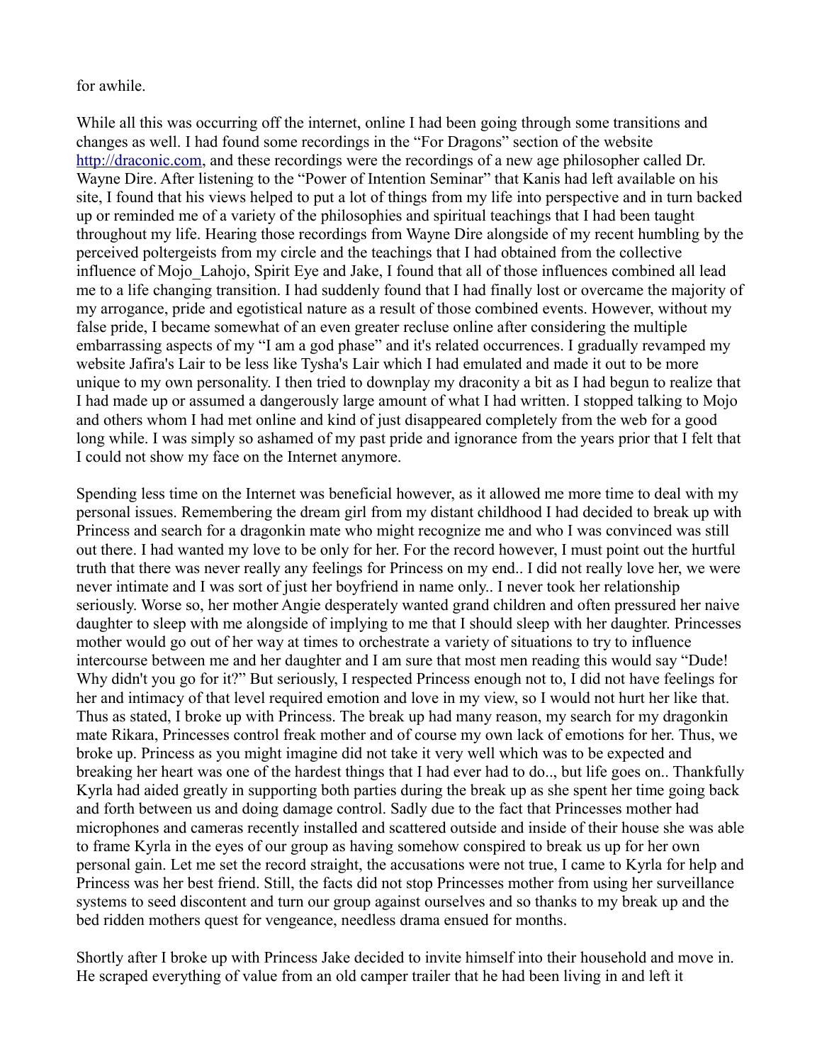for awhile.

While all this was occurring off the internet, online I had been going through some transitions and changes as well. I had found some recordings in the "For Dragons" section of the website http://draconic.com, and these recordings were the recordings of a new age philosopher called Dr. Wayne Dire. After listening to the "Power of Intention Seminar" that Kanis had left available on his site, I found that his views helped to put a lot of things from my life into perspective and in turn backed up or reminded me of a variety of the philosophies and spiritual teachings that I had been taught throughout my life. Hearing those recordings from Wayne Dire alongside of my recent humbling by the perceived poltergeists from my circle and the teachings that I had obtained from the collective influence of Mojo_Lahojo, Spirit Eye and Jake, I found that all of those influences combined all lead me to a life changing transition. I had suddenly found that I had finally lost or overcame the majority of my arrogance, pride and egotistical nature as a result of those combined events. However, without my false pride, I became somewhat of an even greater recluse online after considering the multiple embarrassing aspects of my "I am a god phase" and it's related occurrences. I gradually revamped my website Jafira's Lair to be less like Tysha's Lair which I had emulated and made it out to be more unique to my own personality. I then tried to downplay my draconity a bit as I had begun to realize that I had made up or assumed a dangerously large amount of what I had written. I stopped talking to Mojo and others whom I had met online and kind of just disappeared completely from the web for a good long while. I was simply so ashamed of my past pride and ignorance from the years prior that I felt that I could not show my face on the Internet anymore.

Spending less time on the Internet was beneficial however, as it allowed me more time to deal with my personal issues. Remembering the dream girl from my distant childhood I had decided to break up with Princess and search for a dragonkin mate who might recognize me and who I was convinced was still out there. I had wanted my love to be only for her. For the record however, I must point out the hurtful truth that there was never really any feelings for Princess on my end.. I did not really love her, we were never intimate and I was sort of just her boyfriend in name only.. I never took her relationship seriously. Worse so, her mother Angie desperately wanted grand children and often pressured her naive daughter to sleep with me alongside of implying to me that I should sleep with her daughter. Princesses mother would go out of her way at times to orchestrate a variety of situations to try to influence intercourse between me and her daughter and I am sure that most men reading this would say "Dude! Why didn't you go for it?" But seriously, I respected Princess enough not to, I did not have feelings for her and intimacy of that level required emotion and love in my view, so I would not hurt her like that. Thus as stated, I broke up with Princess. The break up had many reason, my search for my dragonkin mate Rikara, Princesses control freak mother and of course my own lack of emotions for her. Thus, we broke up. Princess as you might imagine did not take it very well which was to be expected and breaking her heart was one of the hardest things that I had ever had to do.., but life goes on.. Thankfully Kyrla had aided greatly in supporting both parties during the break up as she spent her time going back and forth between us and doing damage control. Sadly due to the fact that Princesses mother had microphones and cameras recently installed and scattered outside and inside of their house she was able to frame Kyrla in the eyes of our group as having somehow conspired to break us up for her own personal gain. Let me set the record straight, the accusations were not true, I came to Kyrla for help and Princess was her best friend. Still, the facts did not stop Princesses mother from using her surveillance systems to seed discontent and turn our group against ourselves and so thanks to my break up and the bed ridden mothers quest for vengeance, needless drama ensued for months.

Shortly after I broke up with Princess Jake decided to invite himself into their household and move in. He scraped everything of value from an old camper trailer that he had been living in and left it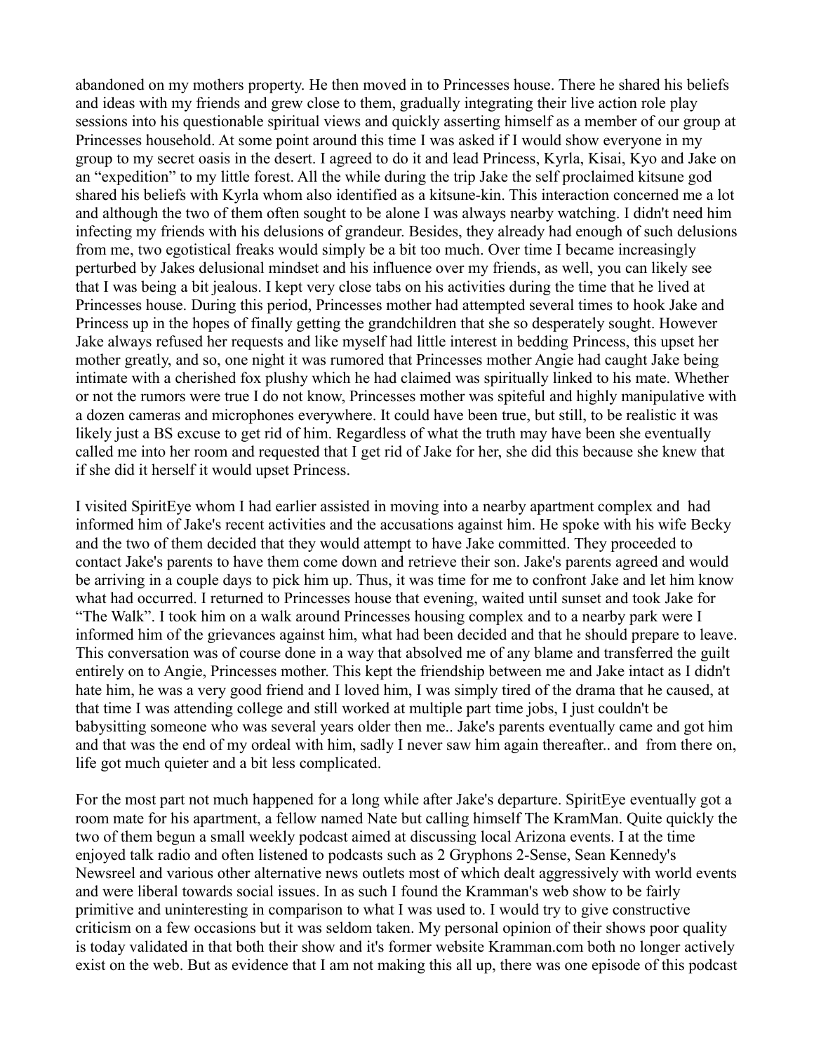abandoned on my mothers property. He then moved in to Princesses house. There he shared his beliefs and ideas with my friends and grew close to them, gradually integrating their live action role play sessions into his questionable spiritual views and quickly asserting himself as a member of our group at Princesses household. At some point around this time I was asked if I would show everyone in my group to my secret oasis in the desert. I agreed to do it and lead Princess, Kyrla, Kisai, Kyo and Jake on an "expedition" to my little forest. All the while during the trip Jake the self proclaimed kitsune god shared his beliefs with Kyrla whom also identified as a kitsune-kin. This interaction concerned me a lot and although the two of them often sought to be alone I was always nearby watching. I didn't need him infecting my friends with his delusions of grandeur. Besides, they already had enough of such delusions from me, two egotistical freaks would simply be a bit too much. Over time I became increasingly perturbed by Jakes delusional mindset and his influence over my friends, as well, you can likely see that I was being a bit jealous. I kept very close tabs on his activities during the time that he lived at Princesses house. During this period, Princesses mother had attempted several times to hook Jake and Princess up in the hopes of finally getting the grandchildren that she so desperately sought. However Jake always refused her requests and like myself had little interest in bedding Princess, this upset her mother greatly, and so, one night it was rumored that Princesses mother Angie had caught Jake being intimate with a cherished fox plushy which he had claimed was spiritually linked to his mate. Whether or not the rumors were true I do not know, Princesses mother was spiteful and highly manipulative with a dozen cameras and microphones everywhere. It could have been true, but still, to be realistic it was likely just a BS excuse to get rid of him. Regardless of what the truth may have been she eventually called me into her room and requested that I get rid of Jake for her, she did this because she knew that if she did it herself it would upset Princess.

I visited SpiritEye whom I had earlier assisted in moving into a nearby apartment complex and had informed him of Jake's recent activities and the accusations against him. He spoke with his wife Becky and the two of them decided that they would attempt to have Jake committed. They proceeded to contact Jake's parents to have them come down and retrieve their son. Jake's parents agreed and would be arriving in a couple days to pick him up. Thus, it was time for me to confront Jake and let him know what had occurred. I returned to Princesses house that evening, waited until sunset and took Jake for "The Walk". I took him on a walk around Princesses housing complex and to a nearby park were I informed him of the grievances against him, what had been decided and that he should prepare to leave. This conversation was of course done in a way that absolved me of any blame and transferred the guilt entirely on to Angie, Princesses mother. This kept the friendship between me and Jake intact as I didn't hate him, he was a very good friend and I loved him, I was simply tired of the drama that he caused, at that time I was attending college and still worked at multiple part time jobs, I just couldn't be babysitting someone who was several years older then me.. Jake's parents eventually came and got him and that was the end of my ordeal with him, sadly I never saw him again thereafter.. and from there on, life got much quieter and a bit less complicated.

For the most part not much happened for a long while after Jake's departure. SpiritEye eventually got a room mate for his apartment, a fellow named Nate but calling himself The KramMan. Quite quickly the two of them begun a small weekly podcast aimed at discussing local Arizona events. I at the time enjoyed talk radio and often listened to podcasts such as 2 Gryphons 2-Sense, Sean Kennedy's Newsreel and various other alternative news outlets most of which dealt aggressively with world events and were liberal towards social issues. In as such I found the Kramman's web show to be fairly primitive and uninteresting in comparison to what I was used to. I would try to give constructive criticism on a few occasions but it was seldom taken. My personal opinion of their shows poor quality is today validated in that both their show and it's former website Kramman.com both no longer actively exist on the web. But as evidence that I am not making this all up, there was one episode of this podcast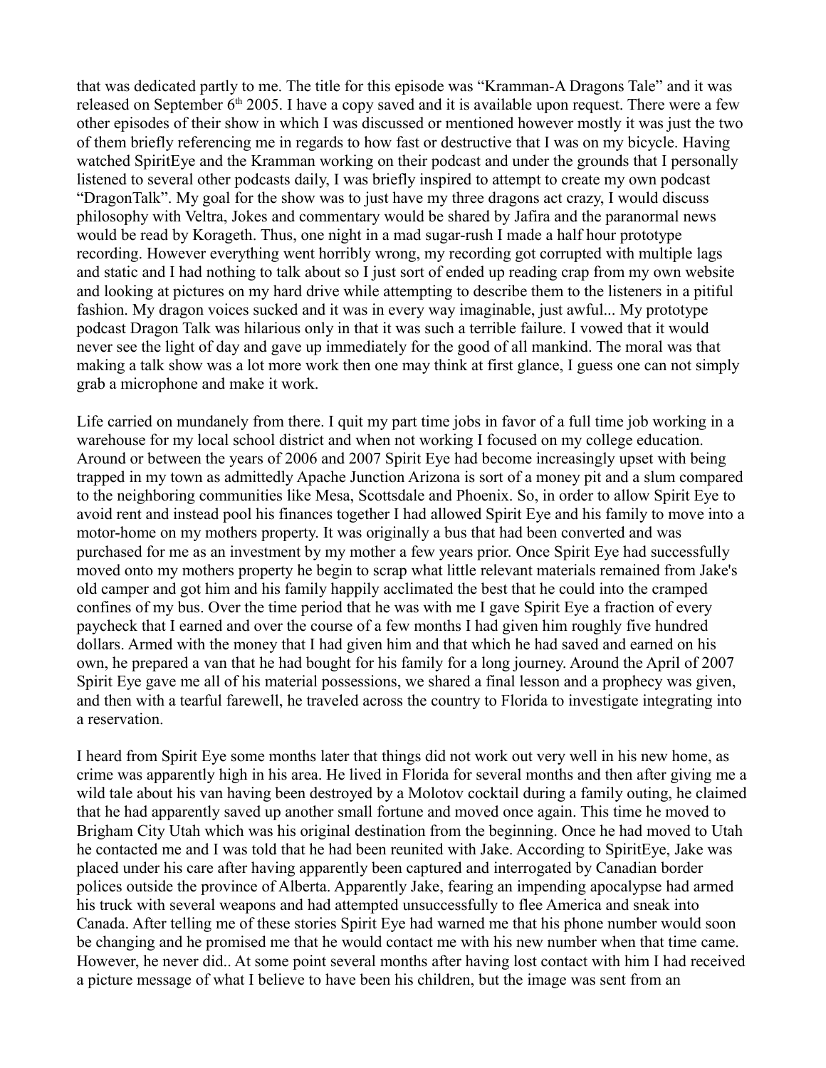that was dedicated partly to me. The title for this episode was "Kramman-A Dragons Tale" and it was released on September 6th 2005. I have a copy saved and it is available upon request. There were a few other episodes of their show in which I was discussed or mentioned however mostly it was just the two of them briefly referencing me in regards to how fast or destructive that I was on my bicycle. Having watched SpiritEye and the Kramman working on their podcast and under the grounds that I personally listened to several other podcasts daily, I was briefly inspired to attempt to create my own podcast "DragonTalk". My goal for the show was to just have my three dragons act crazy, I would discuss philosophy with Veltra, Jokes and commentary would be shared by Jafira and the paranormal news would be read by Korageth. Thus, one night in a mad sugar-rush I made a half hour prototype recording. However everything went horribly wrong, my recording got corrupted with multiple lags and static and I had nothing to talk about so I just sort of ended up reading crap from my own website and looking at pictures on my hard drive while attempting to describe them to the listeners in a pitiful fashion. My dragon voices sucked and it was in every way imaginable, just awful... My prototype podcast Dragon Talk was hilarious only in that it was such a terrible failure. I vowed that it would never see the light of day and gave up immediately for the good of all mankind. The moral was that making a talk show was a lot more work then one may think at first glance, I guess one can not simply grab a microphone and make it work.

Life carried on mundanely from there. I quit my part time jobs in favor of a full time job working in a warehouse for my local school district and when not working I focused on my college education. Around or between the years of 2006 and 2007 Spirit Eye had become increasingly upset with being trapped in my town as admittedly Apache Junction Arizona is sort of a money pit and a slum compared to the neighboring communities like Mesa, Scottsdale and Phoenix. So, in order to allow Spirit Eye to avoid rent and instead pool his finances together I had allowed Spirit Eye and his family to move into a motor-home on my mothers property. It was originally a bus that had been converted and was purchased for me as an investment by my mother a few years prior. Once Spirit Eye had successfully moved onto my mothers property he begin to scrap what little relevant materials remained from Jake's old camper and got him and his family happily acclimated the best that he could into the cramped confines of my bus. Over the time period that he was with me I gave Spirit Eye a fraction of every paycheck that I earned and over the course of a few months I had given him roughly five hundred dollars. Armed with the money that I had given him and that which he had saved and earned on his own, he prepared a van that he had bought for his family for a long journey. Around the April of 2007 Spirit Eye gave me all of his material possessions, we shared a final lesson and a prophecy was given, and then with a tearful farewell, he traveled across the country to Florida to investigate integrating into a reservation.

I heard from Spirit Eye some months later that things did not work out very well in his new home, as crime was apparently high in his area. He lived in Florida for several months and then after giving me a wild tale about his van having been destroyed by a Molotov cocktail during a family outing, he claimed that he had apparently saved up another small fortune and moved once again. This time he moved to Brigham City Utah which was his original destination from the beginning. Once he had moved to Utah he contacted me and I was told that he had been reunited with Jake. According to SpiritEye, Jake was placed under his care after having apparently been captured and interrogated by Canadian border polices outside the province of Alberta. Apparently Jake, fearing an impending apocalypse had armed his truck with several weapons and had attempted unsuccessfully to flee America and sneak into Canada. After telling me of these stories Spirit Eye had warned me that his phone number would soon be changing and he promised me that he would contact me with his new number when that time came. However, he never did.. At some point several months after having lost contact with him I had received a picture message of what I believe to have been his children, but the image was sent from an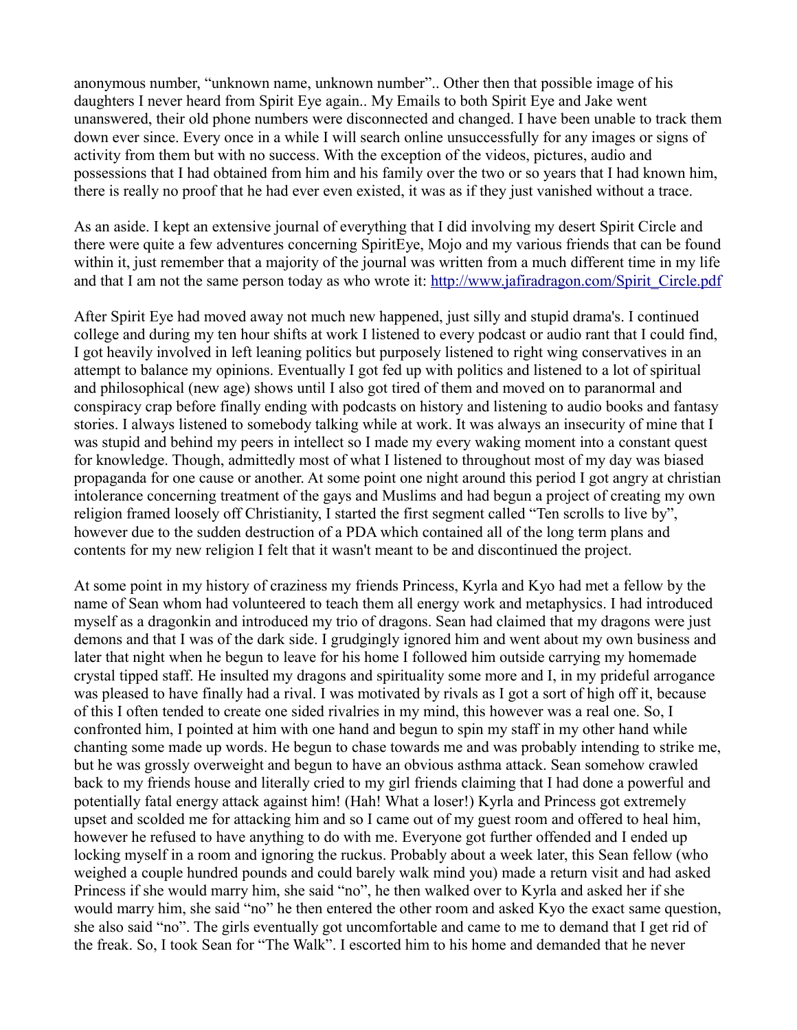anonymous number, "unknown name, unknown number".. Other then that possible image of his daughters I never heard from Spirit Eye again.. My Emails to both Spirit Eye and Jake went unanswered, their old phone numbers were disconnected and changed. I have been unable to track them down ever since. Every once in a while I will search online unsuccessfully for any images or signs of activity from them but with no success. With the exception of the videos, pictures, audio and possessions that I had obtained from him and his family over the two or so years that I had known him, there is really no proof that he had ever even existed, it was as if they just vanished without a trace.

As an aside. I kept an extensive journal of everything that I did involving my desert Spirit Circle and there were quite a few adventures concerning SpiritEye, Mojo and my various friends that can be found within it, just remember that a majority of the journal was written from a much different time in my life and that I am not the same person today as who wrote it: http://www.jafiradragon.com/Spirit_Circle.pdf

After Spirit Eye had moved away not much new happened, just silly and stupid drama's. I continued college and during my ten hour shifts at work I listened to every podcast or audio rant that I could find, I got heavily involved in left leaning politics but purposely listened to right wing conservatives in an attempt to balance my opinions. Eventually I got fed up with politics and listened to a lot of spiritual and philosophical (new age) shows until I also got tired of them and moved on to paranormal and conspiracy crap before finally ending with podcasts on history and listening to audio books and fantasy stories. I always listened to somebody talking while at work. It was always an insecurity of mine that I was stupid and behind my peers in intellect so I made my every waking moment into a constant quest for knowledge. Though, admittedly most of what I listened to throughout most of my day was biased propaganda for one cause or another. At some point one night around this period I got angry at christian intolerance concerning treatment of the gays and Muslims and had begun a project of creating my own religion framed loosely off Christianity, I started the first segment called "Ten scrolls to live by", however due to the sudden destruction of a PDA which contained all of the long term plans and contents for my new religion I felt that it wasn't meant to be and discontinued the project.

At some point in my history of craziness my friends Princess, Kyrla and Kyo had met a fellow by the name of Sean whom had volunteered to teach them all energy work and metaphysics. I had introduced myself as a dragonkin and introduced my trio of dragons. Sean had claimed that my dragons were just demons and that I was of the dark side. I grudgingly ignored him and went about my own business and later that night when he begun to leave for his home I followed him outside carrying my homemade crystal tipped staff. He insulted my dragons and spirituality some more and I, in my prideful arrogance was pleased to have finally had a rival. I was motivated by rivals as I got a sort of high off it, because of this I often tended to create one sided rivalries in my mind, this however was a real one. So, I confronted him, I pointed at him with one hand and begun to spin my staff in my other hand while chanting some made up words. He begun to chase towards me and was probably intending to strike me, but he was grossly overweight and begun to have an obvious asthma attack. Sean somehow crawled back to my friends house and literally cried to my girl friends claiming that I had done a powerful and potentially fatal energy attack against him! (Hah! What a loser!) Kyrla and Princess got extremely upset and scolded me for attacking him and so I came out of my guest room and offered to heal him, however he refused to have anything to do with me. Everyone got further offended and I ended up locking myself in a room and ignoring the ruckus. Probably about a week later, this Sean fellow (who weighed a couple hundred pounds and could barely walk mind you) made a return visit and had asked Princess if she would marry him, she said "no", he then walked over to Kyrla and asked her if she would marry him, she said "no" he then entered the other room and asked Kyo the exact same question, she also said "no". The girls eventually got uncomfortable and came to me to demand that I get rid of the freak. So, I took Sean for "The Walk". I escorted him to his home and demanded that he never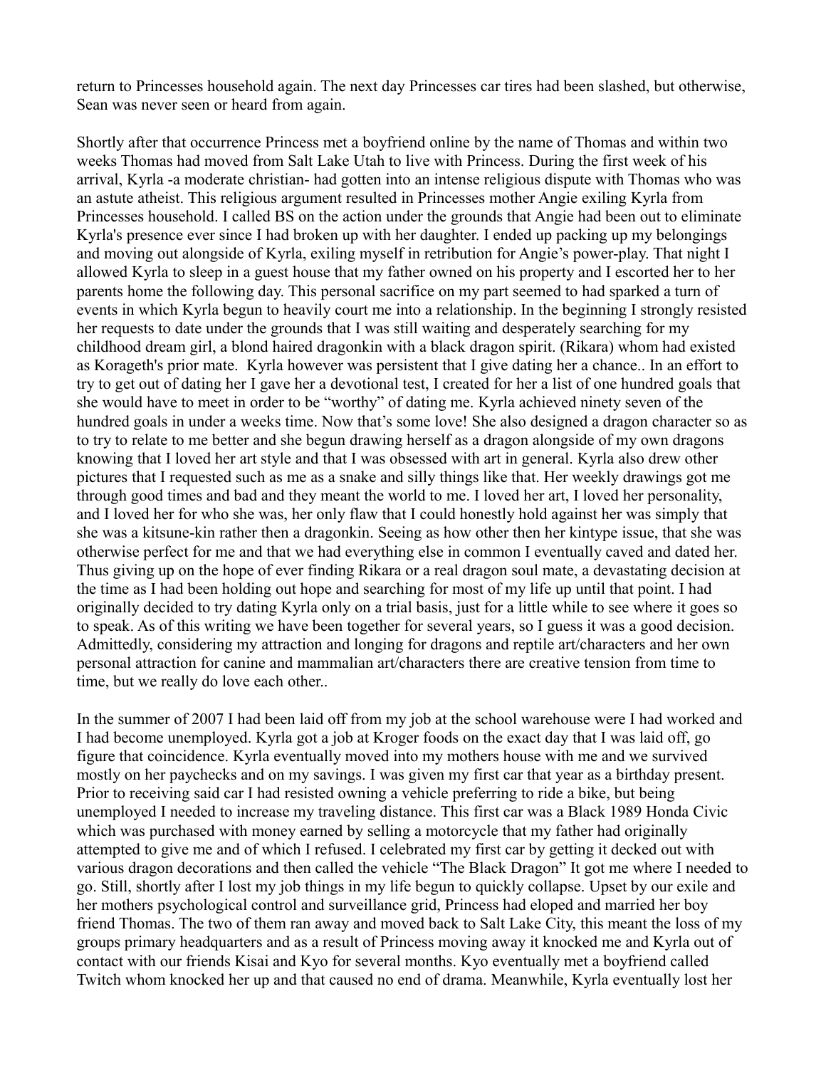return to Princesses household again. The next day Princesses car tires had been slashed, but otherwise, Sean was never seen or heard from again.

Shortly after that occurrence Princess met a boyfriend online by the name of Thomas and within two weeks Thomas had moved from Salt Lake Utah to live with Princess. During the first week of his arrival, Kyrla -a moderate christian- had gotten into an intense religious dispute with Thomas who was an astute atheist. This religious argument resulted in Princesses mother Angie exiling Kyrla from Princesses household. I called BS on the action under the grounds that Angie had been out to eliminate Kyrla's presence ever since I had broken up with her daughter. I ended up packing up my belongings and moving out alongside of Kyrla, exiling myself in retribution for Angie's power-play. That night I allowed Kyrla to sleep in a guest house that my father owned on his property and I escorted her to her parents home the following day. This personal sacrifice on my part seemed to had sparked a turn of events in which Kyrla begun to heavily court me into a relationship. In the beginning I strongly resisted her requests to date under the grounds that I was still waiting and desperately searching for my childhood dream girl, a blond haired dragonkin with a black dragon spirit. (Rikara) whom had existed as Korageth's prior mate. Kyrla however was persistent that I give dating her a chance.. In an effort to try to get out of dating her I gave her a devotional test, I created for her a list of one hundred goals that she would have to meet in order to be "worthy" of dating me. Kyrla achieved ninety seven of the hundred goals in under a weeks time. Now that's some love! She also designed a dragon character so as to try to relate to me better and she begun drawing herself as a dragon alongside of my own dragons knowing that I loved her art style and that I was obsessed with art in general. Kyrla also drew other pictures that I requested such as me as a snake and silly things like that. Her weekly drawings got me through good times and bad and they meant the world to me. I loved her art, I loved her personality, and I loved her for who she was, her only flaw that I could honestly hold against her was simply that she was a kitsune-kin rather then a dragonkin. Seeing as how other then her kintype issue, that she was otherwise perfect for me and that we had everything else in common I eventually caved and dated her. Thus giving up on the hope of ever finding Rikara or a real dragon soul mate, a devastating decision at the time as I had been holding out hope and searching for most of my life up until that point. I had originally decided to try dating Kyrla only on a trial basis, just for a little while to see where it goes so to speak. As of this writing we have been together for several years, so I guess it was a good decision. Admittedly, considering my attraction and longing for dragons and reptile art/characters and her own personal attraction for canine and mammalian art/characters there are creative tension from time to time, but we really do love each other..

In the summer of 2007 I had been laid off from my job at the school warehouse were I had worked and I had become unemployed. Kyrla got a job at Kroger foods on the exact day that I was laid off, go figure that coincidence. Kyrla eventually moved into my mothers house with me and we survived mostly on her paychecks and on my savings. I was given my first car that year as a birthday present. Prior to receiving said car I had resisted owning a vehicle preferring to ride a bike, but being unemployed I needed to increase my traveling distance. This first car was a Black 1989 Honda Civic which was purchased with money earned by selling a motorcycle that my father had originally attempted to give me and of which I refused. I celebrated my first car by getting it decked out with various dragon decorations and then called the vehicle "The Black Dragon" It got me where I needed to go. Still, shortly after I lost my job things in my life begun to quickly collapse. Upset by our exile and her mothers psychological control and surveillance grid, Princess had eloped and married her boy friend Thomas. The two of them ran away and moved back to Salt Lake City, this meant the loss of my groups primary headquarters and as a result of Princess moving away it knocked me and Kyrla out of contact with our friends Kisai and Kyo for several months. Kyo eventually met a boyfriend called Twitch whom knocked her up and that caused no end of drama. Meanwhile, Kyrla eventually lost her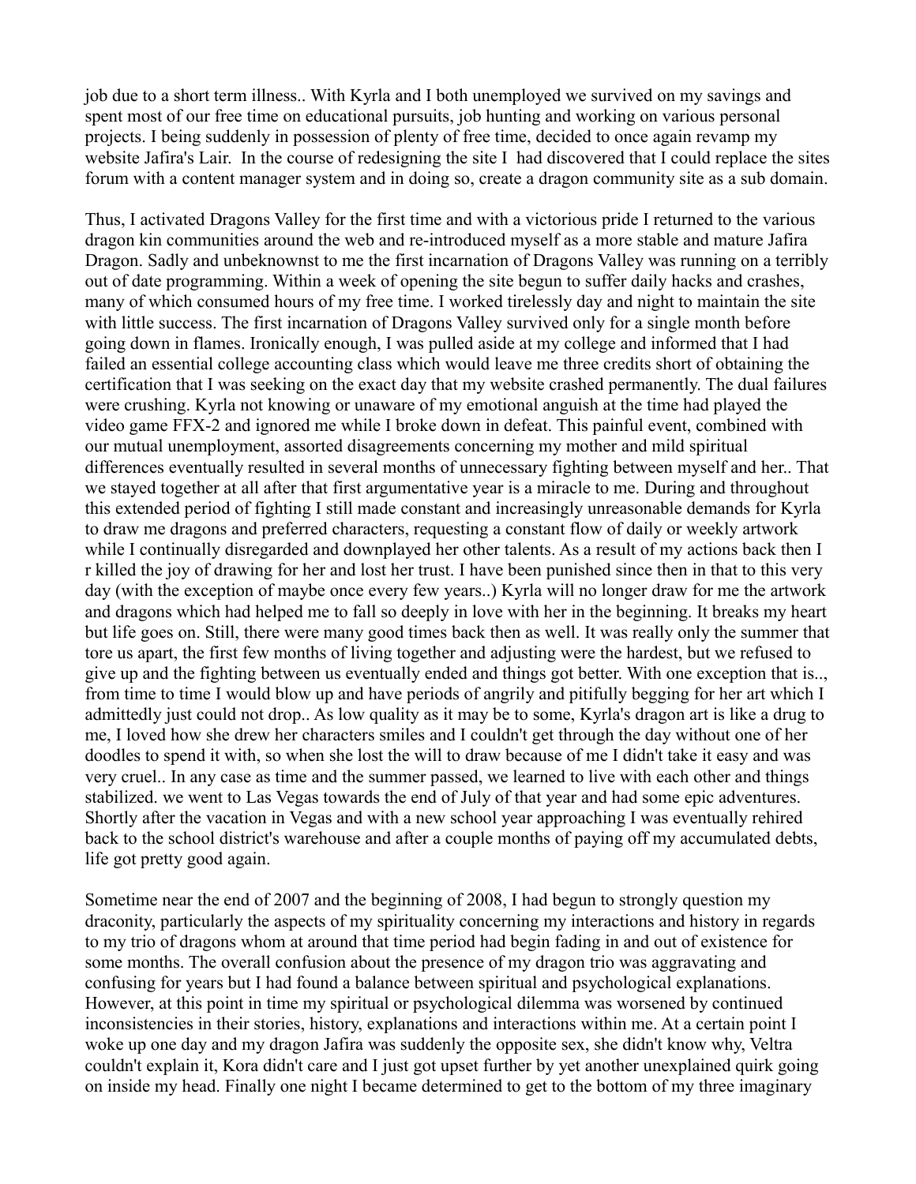job due to a short term illness.. With Kyrla and I both unemployed we survived on my savings and spent most of our free time on educational pursuits, job hunting and working on various personal projects. I being suddenly in possession of plenty of free time, decided to once again revamp my website Jafira's Lair. In the course of redesigning the site I had discovered that I could replace the sites forum with a content manager system and in doing so, create a dragon community site as a sub domain.

Thus, I activated Dragons Valley for the first time and with a victorious pride I returned to the various dragon kin communities around the web and re-introduced myself as a more stable and mature Jafira Dragon. Sadly and unbeknownst to me the first incarnation of Dragons Valley was running on a terribly out of date programming. Within a week of opening the site begun to suffer daily hacks and crashes, many of which consumed hours of my free time. I worked tirelessly day and night to maintain the site with little success. The first incarnation of Dragons Valley survived only for a single month before going down in flames. Ironically enough, I was pulled aside at my college and informed that I had failed an essential college accounting class which would leave me three credits short of obtaining the certification that I was seeking on the exact day that my website crashed permanently. The dual failures were crushing. Kyrla not knowing or unaware of my emotional anguish at the time had played the video game FFX-2 and ignored me while I broke down in defeat. This painful event, combined with our mutual unemployment, assorted disagreements concerning my mother and mild spiritual differences eventually resulted in several months of unnecessary fighting between myself and her.. That we stayed together at all after that first argumentative year is a miracle to me. During and throughout this extended period of fighting I still made constant and increasingly unreasonable demands for Kyrla to draw me dragons and preferred characters, requesting a constant flow of daily or weekly artwork while I continually disregarded and downplayed her other talents. As a result of my actions back then I r killed the joy of drawing for her and lost her trust. I have been punished since then in that to this very day (with the exception of maybe once every few years..) Kyrla will no longer draw for me the artwork and dragons which had helped me to fall so deeply in love with her in the beginning. It breaks my heart but life goes on. Still, there were many good times back then as well. It was really only the summer that tore us apart, the first few months of living together and adjusting were the hardest, but we refused to give up and the fighting between us eventually ended and things got better. With one exception that is.., from time to time I would blow up and have periods of angrily and pitifully begging for her art which I admittedly just could not drop.. As low quality as it may be to some, Kyrla's dragon art is like a drug to me, I loved how she drew her characters smiles and I couldn't get through the day without one of her doodles to spend it with, so when she lost the will to draw because of me I didn't take it easy and was very cruel.. In any case as time and the summer passed, we learned to live with each other and things stabilized. we went to Las Vegas towards the end of July of that year and had some epic adventures. Shortly after the vacation in Vegas and with a new school year approaching I was eventually rehired back to the school district's warehouse and after a couple months of paying off my accumulated debts, life got pretty good again.

Sometime near the end of 2007 and the beginning of 2008, I had begun to strongly question my draconity, particularly the aspects of my spirituality concerning my interactions and history in regards to my trio of dragons whom at around that time period had begin fading in and out of existence for some months. The overall confusion about the presence of my dragon trio was aggravating and confusing for years but I had found a balance between spiritual and psychological explanations. However, at this point in time my spiritual or psychological dilemma was worsened by continued inconsistencies in their stories, history, explanations and interactions within me. At a certain point I woke up one day and my dragon Jafira was suddenly the opposite sex, she didn't know why, Veltra couldn't explain it, Kora didn't care and I just got upset further by yet another unexplained quirk going on inside my head. Finally one night I became determined to get to the bottom of my three imaginary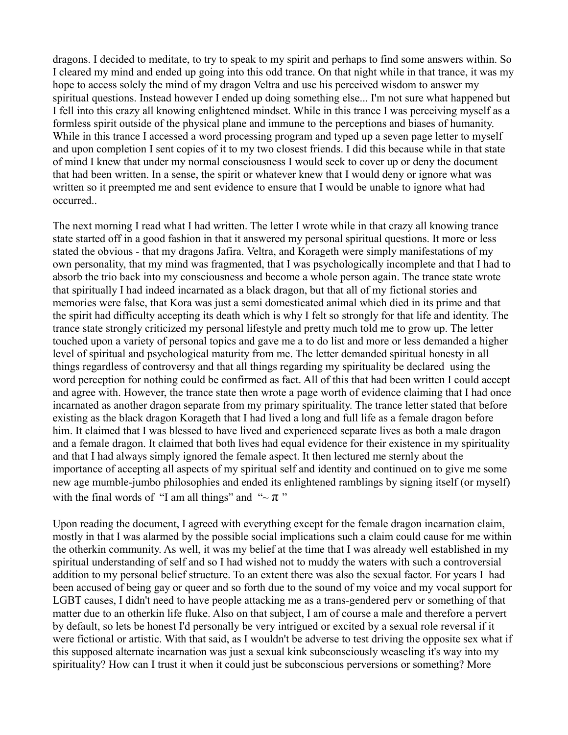dragons. I decided to meditate, to try to speak to my spirit and perhaps to find some answers within. So I cleared my mind and ended up going into this odd trance. On that night while in that trance, it was my hope to access solely the mind of my dragon Veltra and use his perceived wisdom to answer my spiritual questions. Instead however I ended up doing something else... I'm not sure what happened but I fell into this crazy all knowing enlightened mindset. While in this trance I was perceiving myself as a formless spirit outside of the physical plane and immune to the perceptions and biases of humanity. While in this trance I accessed a word processing program and typed up a seven page letter to myself and upon completion I sent copies of it to my two closest friends. I did this because while in that state of mind I knew that under my normal consciousness I would seek to cover up or deny the document that had been written. In a sense, the spirit or whatever knew that I would deny or ignore what was written so it preempted me and sent evidence to ensure that I would be unable to ignore what had occurred..

The next morning I read what I had written. The letter I wrote while in that crazy all knowing trance state started off in a good fashion in that it answered my personal spiritual questions. It more or less stated the obvious - that my dragons Jafira. Veltra, and Korageth were simply manifestations of my own personality, that my mind was fragmented, that I was psychologically incomplete and that I had to absorb the trio back into my consciousness and become a whole person again. The trance state wrote that spiritually I had indeed incarnated as a black dragon, but that all of my fictional stories and memories were false, that Kora was just a semi domesticated animal which died in its prime and that the spirit had difficulty accepting its death which is why I felt so strongly for that life and identity. The trance state strongly criticized my personal lifestyle and pretty much told me to grow up. The letter touched upon a variety of personal topics and gave me a to do list and more or less demanded a higher level of spiritual and psychological maturity from me. The letter demanded spiritual honesty in all things regardless of controversy and that all things regarding my spirituality be declared using the word perception for nothing could be confirmed as fact. All of this that had been written I could accept and agree with. However, the trance state then wrote a page worth of evidence claiming that I had once incarnated as another dragon separate from my primary spirituality. The trance letter stated that before existing as the black dragon Korageth that I had lived a long and full life as a female dragon before him. It claimed that I was blessed to have lived and experienced separate lives as both a male dragon and a female dragon. It claimed that both lives had equal evidence for their existence in my spirituality and that I had always simply ignored the female aspect. It then lectured me sternly about the importance of accepting all aspects of my spiritual self and identity and continued on to give me some new age mumble-jumbo philosophies and ended its enlightened ramblings by signing itself (or myself) with the final words of "I am all things" and "~ π "

Upon reading the document, I agreed with everything except for the female dragon incarnation claim, mostly in that I was alarmed by the possible social implications such a claim could cause for me within the otherkin community. As well, it was my belief at the time that I was already well established in my spiritual understanding of self and so I had wished not to muddy the waters with such a controversial addition to my personal belief structure. To an extent there was also the sexual factor. For years I had been accused of being gay or queer and so forth due to the sound of my voice and my vocal support for LGBT causes, I didn't need to have people attacking me as a trans-gendered perv or something of that matter due to an otherkin life fluke. Also on that subject, I am of course a male and therefore a pervert by default, so lets be honest I'd personally be very intrigued or excited by a sexual role reversal if it were fictional or artistic. With that said, as I wouldn't be adverse to test driving the opposite sex what if this supposed alternate incarnation was just a sexual kink subconsciously weaseling it's way into my spirituality? How can I trust it when it could just be subconscious perversions or something? More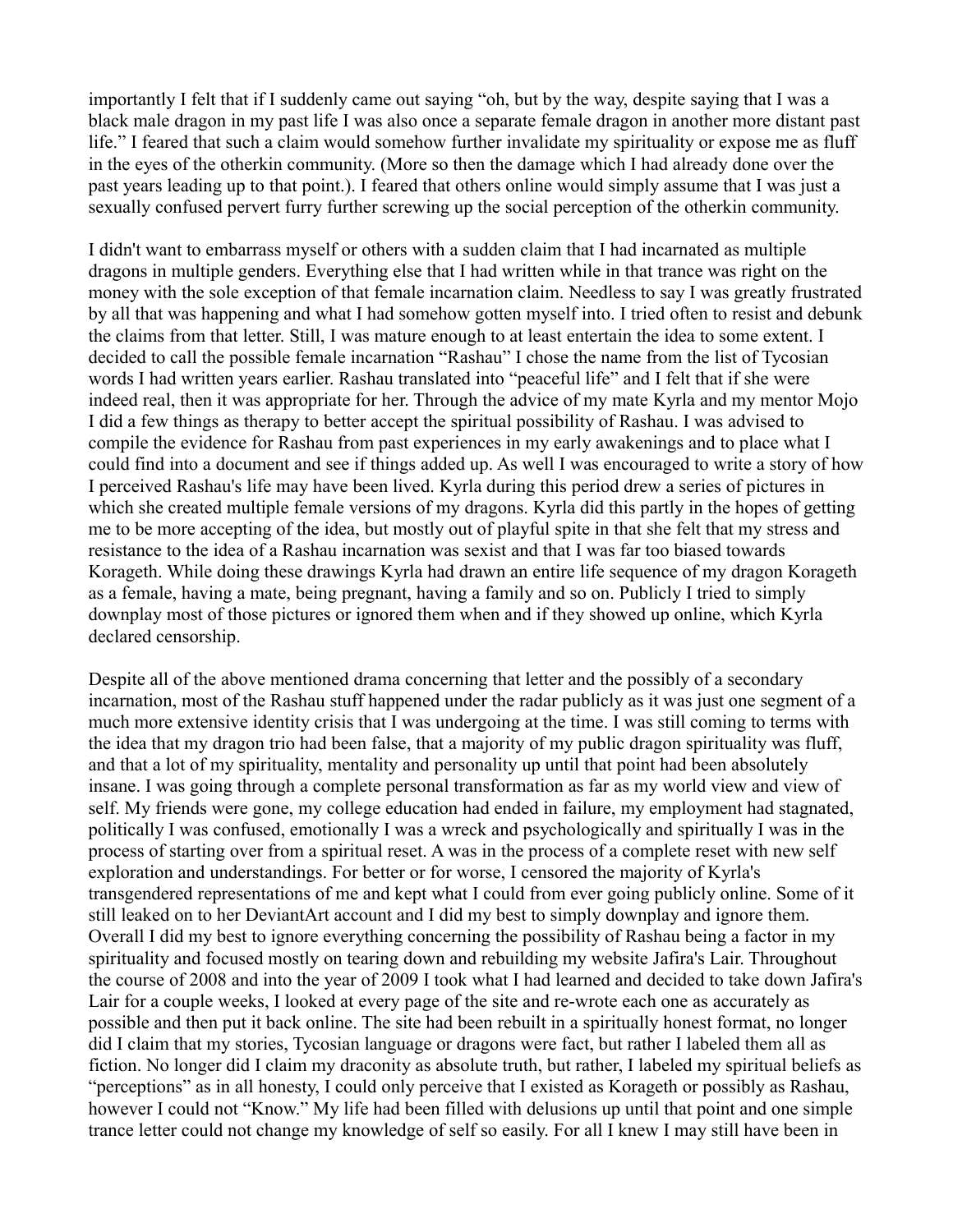importantly I felt that if I suddenly came out saying "oh, but by the way, despite saying that I was a black male dragon in my past life I was also once a separate female dragon in another more distant past life." I feared that such a claim would somehow further invalidate my spirituality or expose me as fluff in the eyes of the otherkin community. (More so then the damage which I had already done over the past years leading up to that point.). I feared that others online would simply assume that I was just a sexually confused pervert furry further screwing up the social perception of the otherkin community.

I didn't want to embarrass myself or others with a sudden claim that I had incarnated as multiple dragons in multiple genders. Everything else that I had written while in that trance was right on the money with the sole exception of that female incarnation claim. Needless to say I was greatly frustrated by all that was happening and what I had somehow gotten myself into. I tried often to resist and debunk the claims from that letter. Still, I was mature enough to at least entertain the idea to some extent. I decided to call the possible female incarnation "Rashau" I chose the name from the list of Tycosian words I had written years earlier. Rashau translated into "peaceful life" and I felt that if she were indeed real, then it was appropriate for her. Through the advice of my mate Kyrla and my mentor Mojo I did a few things as therapy to better accept the spiritual possibility of Rashau. I was advised to compile the evidence for Rashau from past experiences in my early awakenings and to place what I could find into a document and see if things added up. As well I was encouraged to write a story of how I perceived Rashau's life may have been lived. Kyrla during this period drew a series of pictures in which she created multiple female versions of my dragons. Kyrla did this partly in the hopes of getting me to be more accepting of the idea, but mostly out of playful spite in that she felt that my stress and resistance to the idea of a Rashau incarnation was sexist and that I was far too biased towards Korageth. While doing these drawings Kyrla had drawn an entire life sequence of my dragon Korageth as a female, having a mate, being pregnant, having a family and so on. Publicly I tried to simply downplay most of those pictures or ignored them when and if they showed up online, which Kyrla declared censorship.

Despite all of the above mentioned drama concerning that letter and the possibly of a secondary incarnation, most of the Rashau stuff happened under the radar publicly as it was just one segment of a much more extensive identity crisis that I was undergoing at the time. I was still coming to terms with the idea that my dragon trio had been false, that a majority of my public dragon spirituality was fluff, and that a lot of my spirituality, mentality and personality up until that point had been absolutely insane. I was going through a complete personal transformation as far as my world view and view of self. My friends were gone, my college education had ended in failure, my employment had stagnated, politically I was confused, emotionally I was a wreck and psychologically and spiritually I was in the process of starting over from a spiritual reset. A was in the process of a complete reset with new self exploration and understandings. For better or for worse, I censored the majority of Kyrla's transgendered representations of me and kept what I could from ever going publicly online. Some of it still leaked on to her DeviantArt account and I did my best to simply downplay and ignore them. Overall I did my best to ignore everything concerning the possibility of Rashau being a factor in my spirituality and focused mostly on tearing down and rebuilding my website Jafira's Lair. Throughout the course of 2008 and into the year of 2009 I took what I had learned and decided to take down Jafira's Lair for a couple weeks, I looked at every page of the site and re-wrote each one as accurately as possible and then put it back online. The site had been rebuilt in a spiritually honest format, no longer did I claim that my stories, Tycosian language or dragons were fact, but rather I labeled them all as fiction. No longer did I claim my draconity as absolute truth, but rather, I labeled my spiritual beliefs as "perceptions" as in all honesty, I could only perceive that I existed as Korageth or possibly as Rashau, however I could not "Know." My life had been filled with delusions up until that point and one simple trance letter could not change my knowledge of self so easily. For all I knew I may still have been in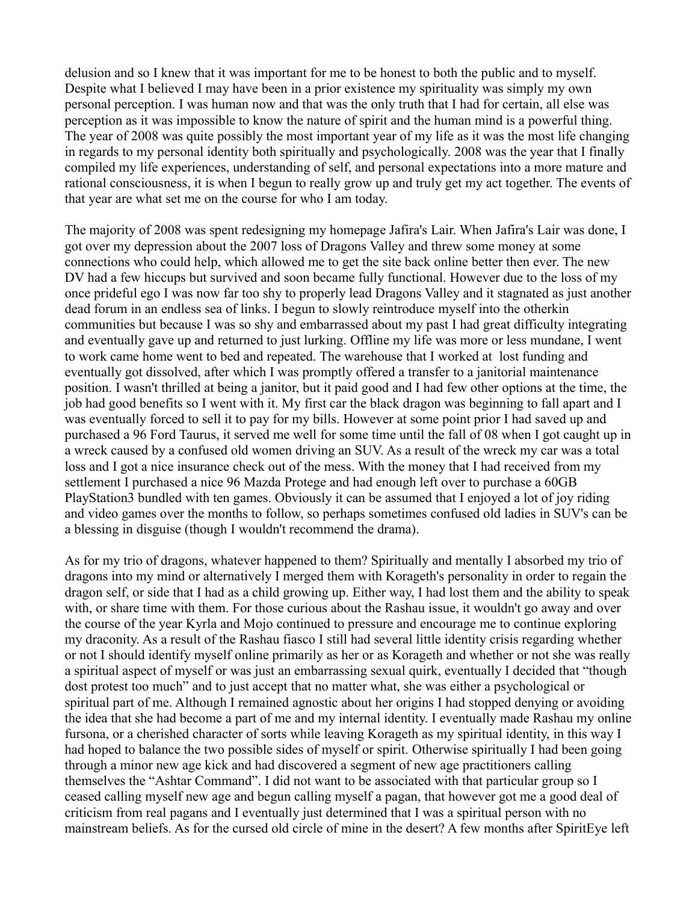delusion and so I knew that it was important for me to be honest to both the public and to myself. Despite what I believed I may have been in a prior existence my spirituality was simply my own personal perception. I was human now and that was the only truth that I had for certain, all else was perception as it was impossible to know the nature of spirit and the human mind is a powerful thing. The year of 2008 was quite possibly the most important year of my life as it was the most life changing in regards to my personal identity both spiritually and psychologically. 2008 was the year that I finally compiled my life experiences, understanding of self, and personal expectations into a more mature and rational consciousness, it is when I begun to really grow up and truly get my act together. The events of that year are what set me on the course for who I am today.

The majority of 2008 was spent redesigning my homepage Jafira's Lair. When Jafira's Lair was done, I got over my depression about the 2007 loss of Dragons Valley and threw some money at some connections who could help, which allowed me to get the site back online better then ever. The new DV had a few hiccups but survived and soon became fully functional. However due to the loss of my once prideful ego I was now far too shy to properly lead Dragons Valley and it stagnated as just another dead forum in an endless sea of links. I begun to slowly reintroduce myself into the otherkin communities but because I was so shy and embarrassed about my past I had great difficulty integrating and eventually gave up and returned to just lurking. Offline my life was more or less mundane, I went to work came home went to bed and repeated. The warehouse that I worked at lost funding and eventually got dissolved, after which I was promptly offered a transfer to a janitorial maintenance position. I wasn't thrilled at being a janitor, but it paid good and I had few other options at the time, the job had good benefits so I went with it. My first car the black dragon was beginning to fall apart and I was eventually forced to sell it to pay for my bills. However at some point prior I had saved up and purchased a 96 Ford Taurus, it served me well for some time until the fall of 08 when I got caught up in a wreck caused by a confused old women driving an SUV. As a result of the wreck my car was a total loss and I got a nice insurance check out of the mess. With the money that I had received from my settlement I purchased a nice 96 Mazda Protege and had enough left over to purchase a 60GB PlayStation3 bundled with ten games. Obviously it can be assumed that I enjoyed a lot of joy riding and video games over the months to follow, so perhaps sometimes confused old ladies in SUV's can be a blessing in disguise (though I wouldn't recommend the drama).

As for my trio of dragons, whatever happened to them? Spiritually and mentally I absorbed my trio of dragons into my mind or alternatively I merged them with Korageth's personality in order to regain the dragon self, or side that I had as a child growing up. Either way, I had lost them and the ability to speak with, or share time with them. For those curious about the Rashau issue, it wouldn't go away and over the course of the year Kyrla and Mojo continued to pressure and encourage me to continue exploring my draconity. As a result of the Rashau fiasco I still had several little identity crisis regarding whether or not I should identify myself online primarily as her or as Korageth and whether or not she was really a spiritual aspect of myself or was just an embarrassing sexual quirk, eventually I decided that "though dost protest too much" and to just accept that no matter what, she was either a psychological or spiritual part of me. Although I remained agnostic about her origins I had stopped denying or avoiding the idea that she had become a part of me and my internal identity. I eventually made Rashau my online fursona, or a cherished character of sorts while leaving Korageth as my spiritual identity, in this way I had hoped to balance the two possible sides of myself or spirit. Otherwise spiritually I had been going through a minor new age kick and had discovered a segment of new age practitioners calling themselves the "Ashtar Command". I did not want to be associated with that particular group so I ceased calling myself new age and begun calling myself a pagan, that however got me a good deal of criticism from real pagans and I eventually just determined that I was a spiritual person with no mainstream beliefs. As for the cursed old circle of mine in the desert? A few months after SpiritEye left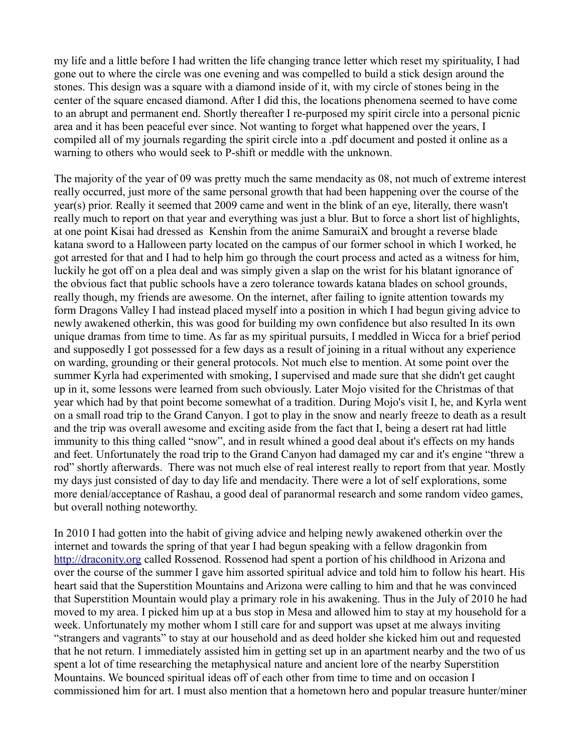my life and a little before I had written the life changing trance letter which reset my spirituality, I had gone out to where the circle was one evening and was compelled to build a stick design around the stones. This design was a square with a diamond inside of it, with my circle of stones being in the center of the square encased diamond. After I did this, the locations phenomena seemed to have come to an abrupt and permanent end. Shortly thereafter I re-purposed my spirit circle into a personal picnic area and it has been peaceful ever since. Not wanting to forget what happened over the years, I compiled all of my journals regarding the spirit circle into a .pdf document and posted it online as a warning to others who would seek to P-shift or meddle with the unknown.

The majority of the year of 09 was pretty much the same mendacity as 08, not much of extreme interest really occurred, just more of the same personal growth that had been happening over the course of the year(s) prior. Really it seemed that 2009 came and went in the blink of an eye, literally, there wasn't really much to report on that year and everything was just a blur. But to force a short list of highlights, at one point Kisai had dressed as Kenshin from the anime SamuraiX and brought a reverse blade katana sword to a Halloween party located on the campus of our former school in which I worked, he got arrested for that and I had to help him go through the court process and acted as a witness for him, luckily he got off on a plea deal and was simply given a slap on the wrist for his blatant ignorance of the obvious fact that public schools have a zero tolerance towards katana blades on school grounds, really though, my friends are awesome. On the internet, after failing to ignite attention towards my form Dragons Valley I had instead placed myself into a position in which I had begun giving advice to newly awakened otherkin, this was good for building my own confidence but also resulted In its own unique dramas from time to time. As far as my spiritual pursuits, I meddled in Wicca for a brief period and supposedly I got possessed for a few days as a result of joining in a ritual without any experience on warding, grounding or their general protocols. Not much else to mention. At some point over the summer Kyrla had experimented with smoking, I supervised and made sure that she didn't get caught up in it, some lessons were learned from such obviously. Later Mojo visited for the Christmas of that year which had by that point become somewhat of a tradition. During Mojo's visit I, he, and Kyrla went on a small road trip to the Grand Canyon. I got to play in the snow and nearly freeze to death as a result and the trip was overall awesome and exciting aside from the fact that I, being a desert rat had little immunity to this thing called "snow", and in result whined a good deal about it's effects on my hands and feet. Unfortunately the road trip to the Grand Canyon had damaged my car and it's engine "threw a rod" shortly afterwards. There was not much else of real interest really to report from that year. Mostly my days just consisted of day to day life and mendacity. There were a lot of self explorations, some more denial/acceptance of Rashau, a good deal of paranormal research and some random video games, but overall nothing noteworthy.

In 2010 I had gotten into the habit of giving advice and helping newly awakened otherkin over the internet and towards the spring of that year I had begun speaking with a fellow dragonkin from [http://draconity.org](http://draconity.org) called Rossenod. Rossenod had spent a portion of his childhood in Arizona and over the course of the summer I gave him assorted spiritual advice and told him to follow his heart. His heart said that the Superstition Mountains and Arizona were calling to him and that he was convinced that Superstition Mountain would play a primary role in his awakening. Thus in the July of 2010 he had moved to my area. I picked him up at a bus stop in Mesa and allowed him to stay at my household for a week. Unfortunately my mother whom I still care for and support was upset at me always inviting "strangers and vagrants" to stay at our household and as deed holder she kicked him out and requested that he not return. I immediately assisted him in getting set up in an apartment nearby and the two of us spent a lot of time researching the metaphysical nature and ancient lore of the nearby Superstition Mountains. We bounced spiritual ideas off of each other from time to time and on occasion I commissioned him for art. I must also mention that a hometown hero and popular treasure hunter/miner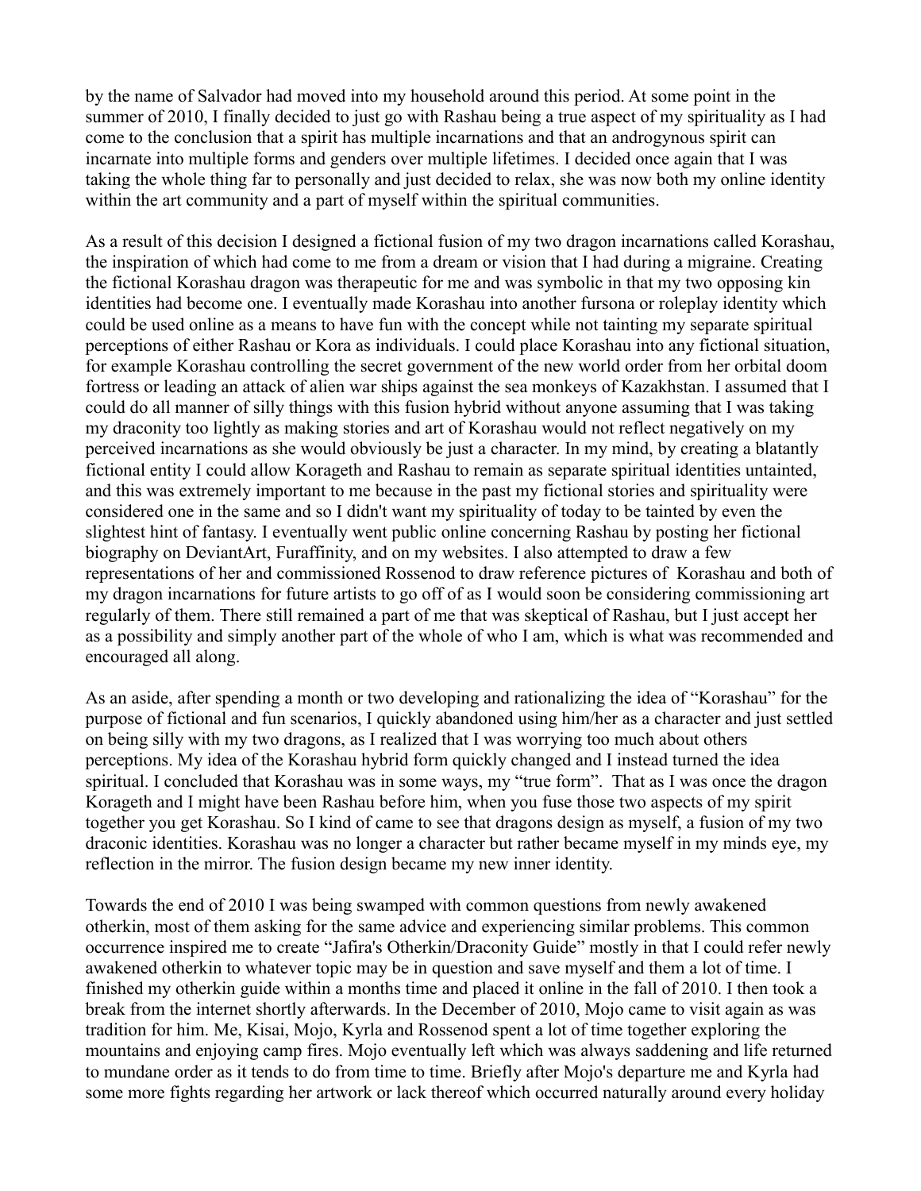by the name of Salvador had moved into my household around this period. At some point in the summer of 2010, I finally decided to just go with Rashau being a true aspect of my spirituality as I had come to the conclusion that a spirit has multiple incarnations and that an androgynous spirit can incarnate into multiple forms and genders over multiple lifetimes. I decided once again that I was taking the whole thing far to personally and just decided to relax, she was now both my online identity within the art community and a part of myself within the spiritual communities.

As a result of this decision I designed a fictional fusion of my two dragon incarnations called Korashau, the inspiration of which had come to me from a dream or vision that I had during a migraine. Creating the fictional Korashau dragon was therapeutic for me and was symbolic in that my two opposing kin identities had become one. I eventually made Korashau into another fursona or roleplay identity which could be used online as a means to have fun with the concept while not tainting my separate spiritual perceptions of either Rashau or Kora as individuals. I could place Korashau into any fictional situation, for example Korashau controlling the secret government of the new world order from her orbital doom fortress or leading an attack of alien war ships against the sea monkeys of Kazakhstan. I assumed that I could do all manner of silly things with this fusion hybrid without anyone assuming that I was taking my draconity too lightly as making stories and art of Korashau would not reflect negatively on my perceived incarnations as she would obviously be just a character. In my mind, by creating a blatantly fictional entity I could allow Korageth and Rashau to remain as separate spiritual identities untainted, and this was extremely important to me because in the past my fictional stories and spirituality were considered one in the same and so I didn't want my spirituality of today to be tainted by even the slightest hint of fantasy. I eventually went public online concerning Rashau by posting her fictional biography on DeviantArt, Furaffinity, and on my websites. I also attempted to draw a few representations of her and commissioned Rossenod to draw reference pictures of Korashau and both of my dragon incarnations for future artists to go off of as I would soon be considering commissioning art regularly of them. There still remained a part of me that was skeptical of Rashau, but I just accept her as a possibility and simply another part of the whole of who I am, which is what was recommended and encouraged all along.

As an aside, after spending a month or two developing and rationalizing the idea of "Korashau" for the purpose of fictional and fun scenarios, I quickly abandoned using him/her as a character and just settled on being silly with my two dragons, as I realized that I was worrying too much about others perceptions. My idea of the Korashau hybrid form quickly changed and I instead turned the idea spiritual. I concluded that Korashau was in some ways, my "true form". That as I was once the dragon Korageth and I might have been Rashau before him, when you fuse those two aspects of my spirit together you get Korashau. So I kind of came to see that dragons design as myself, a fusion of my two draconic identities. Korashau was no longer a character but rather became myself in my minds eye, my reflection in the mirror. The fusion design became my new inner identity.

Towards the end of 2010 I was being swamped with common questions from newly awakened otherkin, most of them asking for the same advice and experiencing similar problems. This common occurrence inspired me to create "Jafira's Otherkin/Draconity Guide" mostly in that I could refer newly awakened otherkin to whatever topic may be in question and save myself and them a lot of time. I finished my otherkin guide within a months time and placed it online in the fall of 2010. I then took a break from the internet shortly afterwards. In the December of 2010, Mojo came to visit again as was tradition for him. Me, Kisai, Mojo, Kyrla and Rossenod spent a lot of time together exploring the mountains and enjoying camp fires. Mojo eventually left which was always saddening and life returned to mundane order as it tends to do from time to time. Briefly after Mojo's departure me and Kyrla had some more fights regarding her artwork or lack thereof which occurred naturally around every holiday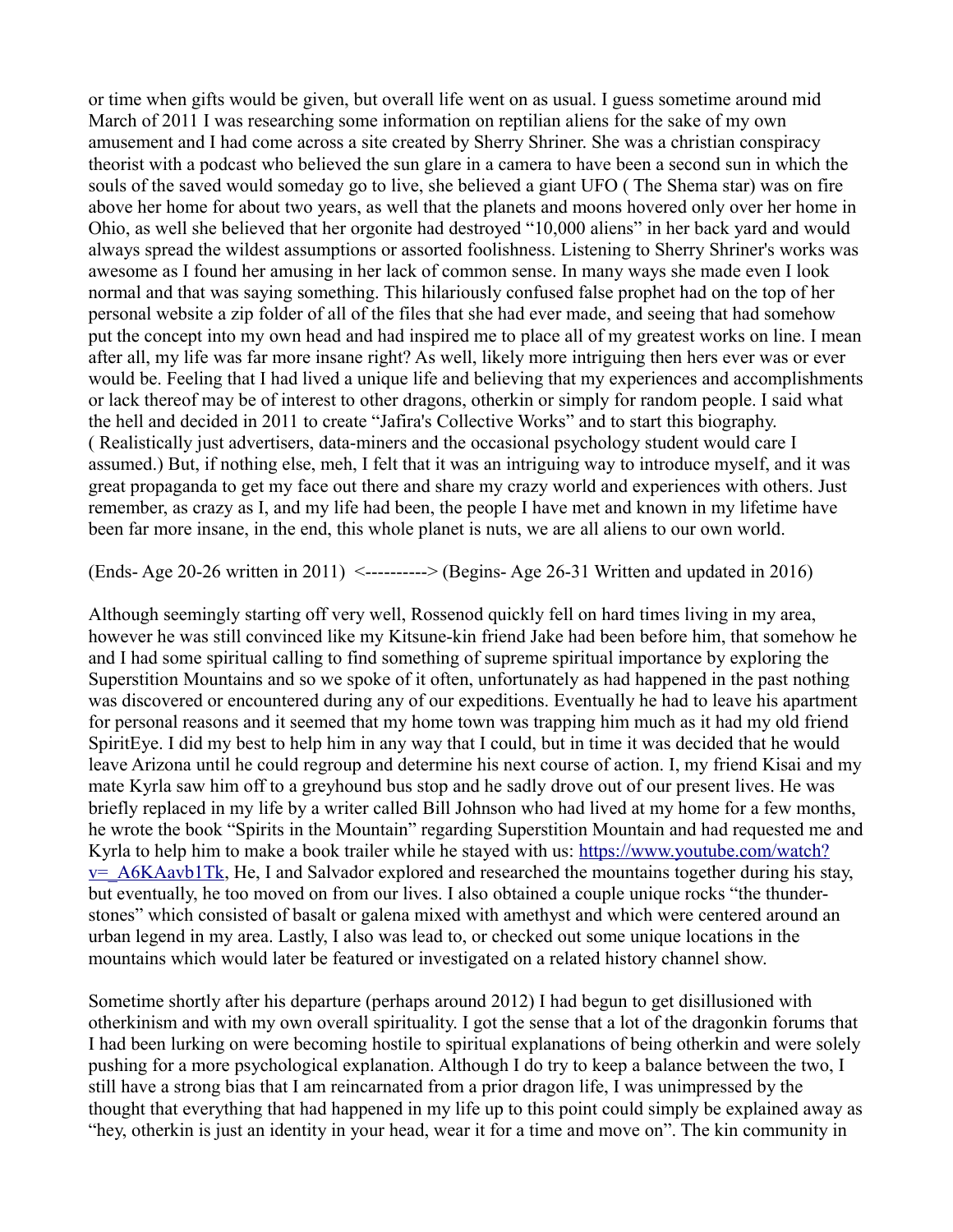or time when gifts would be given, but overall life went on as usual. I guess sometime around mid March of 2011 I was researching some information on reptilian aliens for the sake of my own amusement and I had come across a site created by Sherry Shriner. She was a christian conspiracy theorist with a podcast who believed the sun glare in a camera to have been a second sun in which the souls of the saved would someday go to live, she believed a giant UFO ( The Shema star) was on fire above her home for about two years, as well that the planets and moons hovered only over her home in Ohio, as well she believed that her orgonite had destroyed "10,000 aliens" in her back yard and would always spread the wildest assumptions or assorted foolishness. Listening to Sherry Shriner's works was awesome as I found her amusing in her lack of common sense. In many ways she made even I look normal and that was saying something. This hilariously confused false prophet had on the top of her personal website a zip folder of all of the files that she had ever made, and seeing that had somehow put the concept into my own head and had inspired me to place all of my greatest works on line. I mean after all, my life was far more insane right? As well, likely more intriguing then hers ever was or ever would be. Feeling that I had lived a unique life and believing that my experiences and accomplishments or lack thereof may be of interest to other dragons, otherkin or simply for random people. I said what the hell and decided in 2011 to create "Jafira's Collective Works" and to start this biography. ( Realistically just advertisers, data-miners and the occasional psychology student would care I assumed.) But, if nothing else, meh, I felt that it was an intriguing way to introduce myself, and it was great propaganda to get my face out there and share my crazy world and experiences with others. Just remember, as crazy as I, and my life had been, the people I have met and known in my lifetime have been far more insane, in the end, this whole planet is nuts, we are all aliens to our own world.

(Ends- Age 20-26 written in 2011) <----------> (Begins- Age 26-31 Written and updated in 2016)

Although seemingly starting off very well, Rossenod quickly fell on hard times living in my area, however he was still convinced like my Kitsune-kin friend Jake had been before him, that somehow he and I had some spiritual calling to find something of supreme spiritual importance by exploring the Superstition Mountains and so we spoke of it often, unfortunately as had happened in the past nothing was discovered or encountered during any of our expeditions. Eventually he had to leave his apartment for personal reasons and it seemed that my home town was trapping him much as it had my old friend SpiritEye. I did my best to help him in any way that I could, but in time it was decided that he would leave Arizona until he could regroup and determine his next course of action. I, my friend Kisai and my mate Kyrla saw him off to a greyhound bus stop and he sadly drove out of our present lives. He was briefly replaced in my life by a writer called Bill Johnson who had lived at my home for a few months, he wrote the book "Spirits in the Mountain" regarding Superstition Mountain and had requested me and Kyrla to help him to make a book trailer while he stayed with us: https://www.youtube.com/watch?v=_A6KAavb1Tk, He, I and Salvador explored and researched the mountains together during his stay, but eventually, he too moved on from our lives. I also obtained a couple unique rocks "the thunder-stones" which consisted of basalt or galena mixed with amethyst and which were centered around an urban legend in my area. Lastly, I also was lead to, or checked out some unique locations in the mountains which would later be featured or investigated on a related history channel show.

Sometime shortly after his departure (perhaps around 2012) I had begun to get disillusioned with otherkinism and with my own overall spirituality. I got the sense that a lot of the dragonkin forums that I had been lurking on were becoming hostile to spiritual explanations of being otherkin and were solely pushing for a more psychological explanation. Although I do try to keep a balance between the two, I still have a strong bias that I am reincarnated from a prior dragon life, I was unimpressed by the thought that everything that had happened in my life up to this point could simply be explained away as "hey, otherkin is just an identity in your head, wear it for a time and move on". The kin community in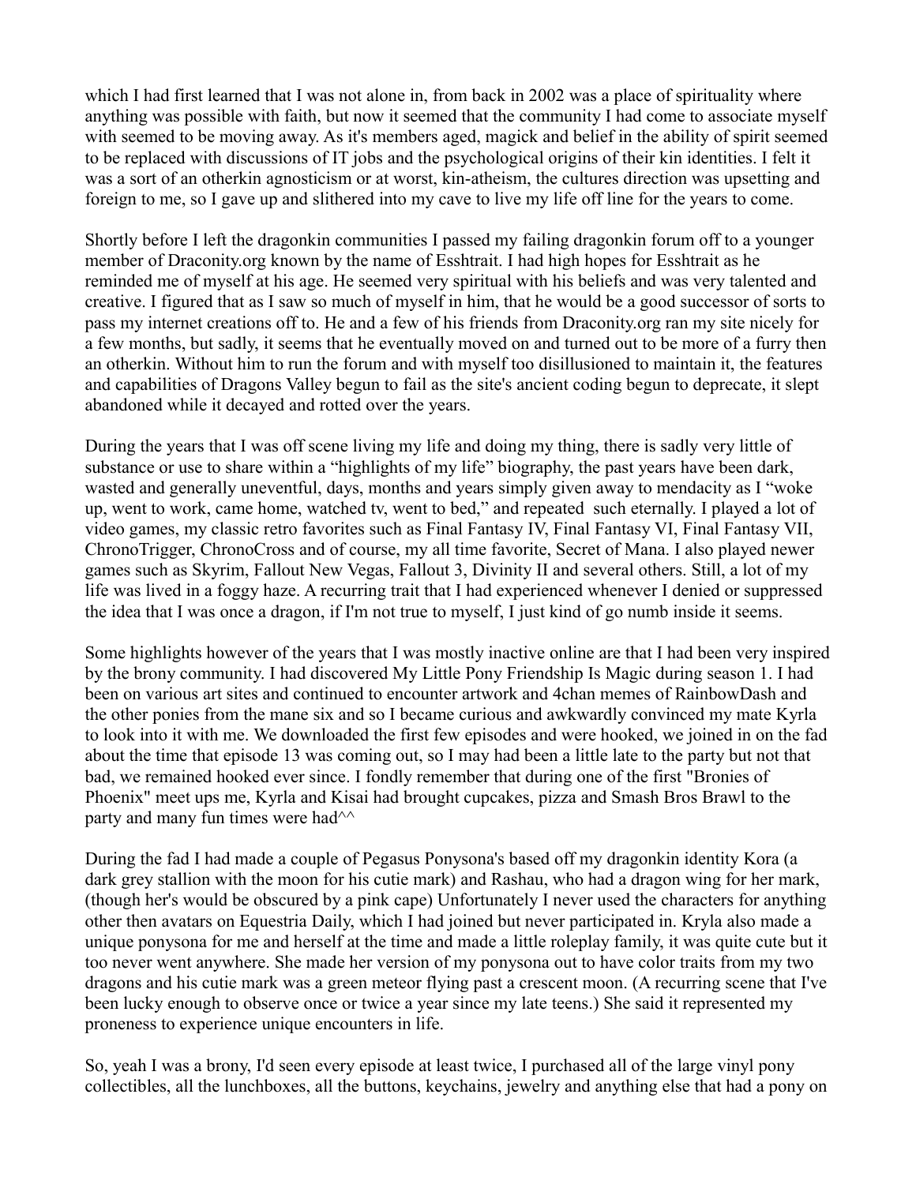which I had first learned that I was not alone in, from back in 2002 was a place of spirituality where anything was possible with faith, but now it seemed that the community I had come to associate myself with seemed to be moving away. As it's members aged, magick and belief in the ability of spirit seemed to be replaced with discussions of IT jobs and the psychological origins of their kin identities. I felt it was a sort of an otherkin agnosticism or at worst, kin-atheism, the cultures direction was upsetting and foreign to me, so I gave up and slithered into my cave to live my life off line for the years to come.

Shortly before I left the dragonkin communities I passed my failing dragonkin forum off to a younger member of Draconity.org known by the name of Esshtrait. I had high hopes for Esshtrait as he reminded me of myself at his age. He seemed very spiritual with his beliefs and was very talented and creative. I figured that as I saw so much of myself in him, that he would be a good successor of sorts to pass my internet creations off to. He and a few of his friends from Draconity.org ran my site nicely for a few months, but sadly, it seems that he eventually moved on and turned out to be more of a furry then an otherkin. Without him to run the forum and with myself too disillusioned to maintain it, the features and capabilities of Dragons Valley begun to fail as the site's ancient coding begun to deprecate, it slept abandoned while it decayed and rotted over the years.

During the years that I was off scene living my life and doing my thing, there is sadly very little of substance or use to share within a "highlights of my life" biography, the past years have been dark, wasted and generally uneventful, days, months and years simply given away to mendacity as I "woke up, went to work, came home, watched tv, went to bed," and repeated such eternally. I played a lot of video games, my classic retro favorites such as Final Fantasy IV, Final Fantasy VI, Final Fantasy VII, ChronoTrigger, ChronoCross and of course, my all time favorite, Secret of Mana. I also played newer games such as Skyrim, Fallout New Vegas, Fallout 3, Divinity II and several others. Still, a lot of my life was lived in a foggy haze. A recurring trait that I had experienced whenever I denied or suppressed the idea that I was once a dragon, if I'm not true to myself, I just kind of go numb inside it seems.

Some highlights however of the years that I was mostly inactive online are that I had been very inspired by the brony community. I had discovered My Little Pony Friendship Is Magic during season 1. I had been on various art sites and continued to encounter artwork and 4chan memes of RainbowDash and the other ponies from the mane six and so I became curious and awkwardly convinced my mate Kyrla to look into it with me. We downloaded the first few episodes and were hooked, we joined in on the fad about the time that episode 13 was coming out, so I may had been a little late to the party but not that bad, we remained hooked ever since. I fondly remember that during one of the first "Bronies of Phoenix" meet ups me, Kyrla and Kisai had brought cupcakes, pizza and Smash Bros Brawl to the party and many fun times were had^^

During the fad I had made a couple of Pegasus Ponysona's based off my dragonkin identity Kora (a dark grey stallion with the moon for his cutie mark) and Rashau, who had a dragon wing for her mark, (though her's would be obscured by a pink cape) Unfortunately I never used the characters for anything other then avatars on Equestria Daily, which I had joined but never participated in. Kryla also made a unique ponysona for me and herself at the time and made a little roleplay family, it was quite cute but it too never went anywhere. She made her version of my ponysona out to have color traits from my two dragons and his cutie mark was a green meteor flying past a crescent moon. (A recurring scene that I've been lucky enough to observe once or twice a year since my late teens.) She said it represented my proneness to experience unique encounters in life.

So, yeah I was a brony, I'd seen every episode at least twice, I purchased all of the large vinyl pony collectibles, all the lunchboxes, all the buttons, keychains, jewelry and anything else that had a pony on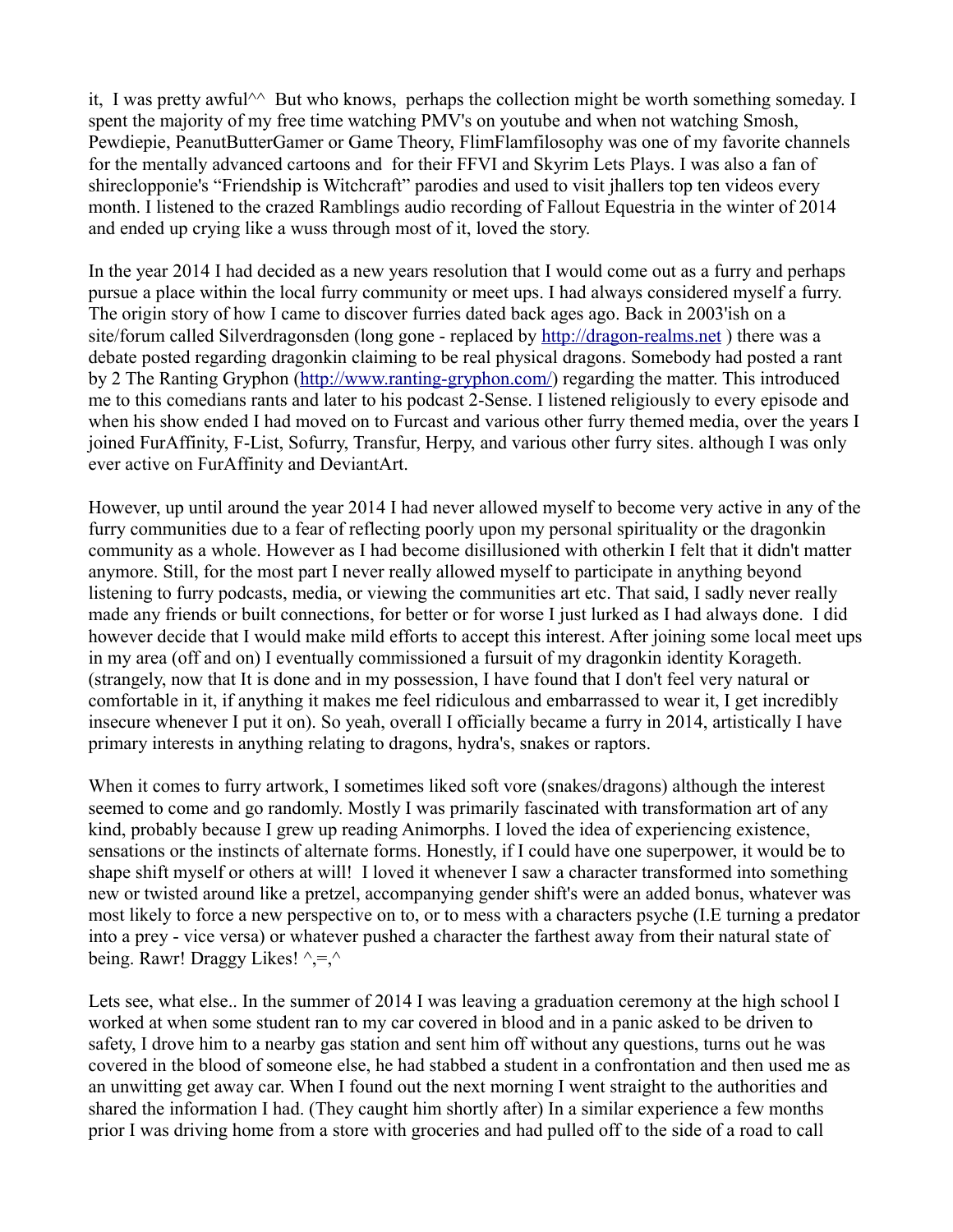it, I was pretty awful^^ But who knows, perhaps the collection might be worth something someday. I spent the majority of my free time watching PMV's on youtube and when not watching Smosh, Pewdiepie, PeanutButterGamer or Game Theory, FlimFlamfilosophy was one of my favorite channels for the mentally advanced cartoons and for their FFVI and Skyrim Lets Plays. I was also a fan of shireclopponie's "Friendship is Witchcraft" parodies and used to visit jhallers top ten videos every month. I listened to the crazed Ramblings audio recording of Fallout Equestria in the winter of 2014 and ended up crying like a wuss through most of it, loved the story.

In the year 2014 I had decided as a new years resolution that I would come out as a furry and perhaps pursue a place within the local furry community or meet ups. I had always considered myself a furry. The origin story of how I came to discover furries dated back ages ago. Back in 2003'ish on a site/forum called Silverdragonsden (long gone - replaced by [http://dragon-realms.net](http://dragon-realms.net) ) there was a debate posted regarding dragonkin claiming to be real physical dragons. Somebody had posted a rant by 2 The Ranting Gryphon ([http://www.ranting-gryphon.com/](http://www.ranting-gryphon.com/)) regarding the matter. This introduced me to this comedians rants and later to his podcast 2-Sense. I listened religiously to every episode and when his show ended I had moved on to Furcast and various other furry themed media, over the years I joined FurAffinity, F-List, Sofurry, Transfur, Herpy, and various other furry sites. although I was only ever active on FurAffinity and DeviantArt.

However, up until around the year 2014 I had never allowed myself to become very active in any of the furry communities due to a fear of reflecting poorly upon my personal spirituality or the dragonkin community as a whole. However as I had become disillusioned with otherkin I felt that it didn't matter anymore. Still, for the most part I never really allowed myself to participate in anything beyond listening to furry podcasts, media, or viewing the communities art etc. That said, I sadly never really made any friends or built connections, for better or for worse I just lurked as I had always done. I did however decide that I would make mild efforts to accept this interest. After joining some local meet ups in my area (off and on) I eventually commissioned a fursuit of my dragonkin identity Korageth. (strangely, now that It is done and in my possession, I have found that I don't feel very natural or comfortable in it, if anything it makes me feel ridiculous and embarrassed to wear it, I get incredibly insecure whenever I put it on). So yeah, overall I officially became a furry in 2014, artistically I have primary interests in anything relating to dragons, hydra's, snakes or raptors.

When it comes to furry artwork, I sometimes liked soft vore (snakes/dragons) although the interest seemed to come and go randomly. Mostly I was primarily fascinated with transformation art of any kind, probably because I grew up reading Animorphs. I loved the idea of experiencing existence, sensations or the instincts of alternate forms. Honestly, if I could have one superpower, it would be to shape shift myself or others at will! I loved it whenever I saw a character transformed into something new or twisted around like a pretzel, accompanying gender shift's were an added bonus, whatever was most likely to force a new perspective on to, or to mess with a characters psyche (I.E turning a predator into a prey - vice versa) or whatever pushed a character the farthest away from their natural state of being. Rawr! Draggy Likes! ^,=,^

Lets see, what else.. In the summer of 2014 I was leaving a graduation ceremony at the high school I worked at when some student ran to my car covered in blood and in a panic asked to be driven to safety, I drove him to a nearby gas station and sent him off without any questions, turns out he was covered in the blood of someone else, he had stabbed a student in a confrontation and then used me as an unwitting get away car. When I found out the next morning I went straight to the authorities and shared the information I had. (They caught him shortly after) In a similar experience a few months prior I was driving home from a store with groceries and had pulled off to the side of a road to call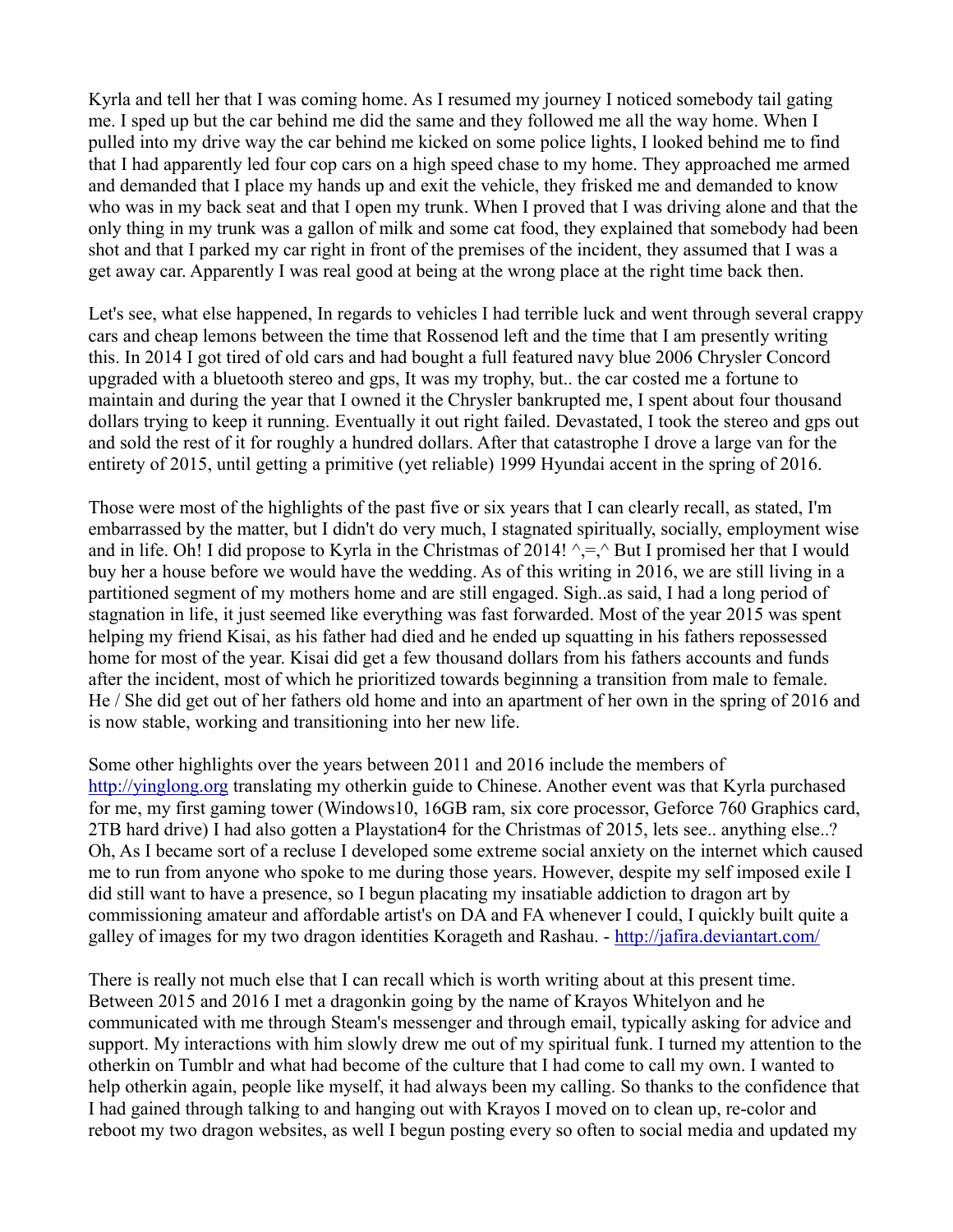Kyrla and tell her that I was coming home. As I resumed my journey I noticed somebody tail gating me. I sped up but the car behind me did the same and they followed me all the way home. When I pulled into my drive way the car behind me kicked on some police lights, I looked behind me to find that I had apparently led four cop cars on a high speed chase to my home. They approached me armed and demanded that I place my hands up and exit the vehicle, they frisked me and demanded to know who was in my back seat and that I open my trunk. When I proved that I was driving alone and that the only thing in my trunk was a gallon of milk and some cat food, they explained that somebody had been shot and that I parked my car right in front of the premises of the incident, they assumed that I was a get away car. Apparently I was real good at being at the wrong place at the right time back then.

Let's see, what else happened, In regards to vehicles I had terrible luck and went through several crappy cars and cheap lemons between the time that Rossenod left and the time that I am presently writing this. In 2014 I got tired of old cars and had bought a full featured navy blue 2006 Chrysler Concord upgraded with a bluetooth stereo and gps, It was my trophy, but.. the car costed me a fortune to maintain and during the year that I owned it the Chrysler bankrupted me, I spent about four thousand dollars trying to keep it running. Eventually it out right failed. Devastated, I took the stereo and gps out and sold the rest of it for roughly a hundred dollars. After that catastrophe I drove a large van for the entirety of 2015, until getting a primitive (yet reliable) 1999 Hyundai accent in the spring of 2016.

Those were most of the highlights of the past five or six years that I can clearly recall, as stated, I'm embarrassed by the matter, but I didn't do very much, I stagnated spiritually, socially, employment wise and in life. Oh! I did propose to Kyrla in the Christmas of 2014! ^,=,^ But I promised her that I would buy her a house before we would have the wedding. As of this writing in 2016, we are still living in a partitioned segment of my mothers home and are still engaged. Sigh..as said, I had a long period of stagnation in life, it just seemed like everything was fast forwarded. Most of the year 2015 was spent helping my friend Kisai, as his father had died and he ended up squatting in his fathers repossessed home for most of the year. Kisai did get a few thousand dollars from his fathers accounts and funds after the incident, most of which he prioritized towards beginning a transition from male to female. He / She did get out of her fathers old home and into an apartment of her own in the spring of 2016 and is now stable, working and transitioning into her new life.

Some other highlights over the years between 2011 and 2016 include the members of [http://yinglong.org](http://yinglong.org) translating my otherkin guide to Chinese. Another event was that Kyrla purchased for me, my first gaming tower (Windows10, 16GB ram, six core processor, Geforce 760 Graphics card, 2TB hard drive) I had also gotten a Playstation4 for the Christmas of 2015, lets see.. anything else..? Oh, As I became sort of a recluse I developed some extreme social anxiety on the internet which caused me to run from anyone who spoke to me during those years. However, despite my self imposed exile I did still want to have a presence, so I begun placating my insatiable addiction to dragon art by commissioning amateur and affordable artist's on DA and FA whenever I could, I quickly built quite a galley of images for my two dragon identities Korageth and Rashau. - [http://jafira.deviantart.com/](http://jafira.deviantart.com/)

There is really not much else that I can recall which is worth writing about at this present time. Between 2015 and 2016 I met a dragonkin going by the name of Krayos Whitelyon and he communicated with me through Steam's messenger and through email, typically asking for advice and support. My interactions with him slowly drew me out of my spiritual funk. I turned my attention to the otherkin on Tumblr and what had become of the culture that I had come to call my own. I wanted to help otherkin again, people like myself, it had always been my calling. So thanks to the confidence that I had gained through talking to and hanging out with Krayos I moved on to clean up, re-color and reboot my two dragon websites, as well I begun posting every so often to social media and updated my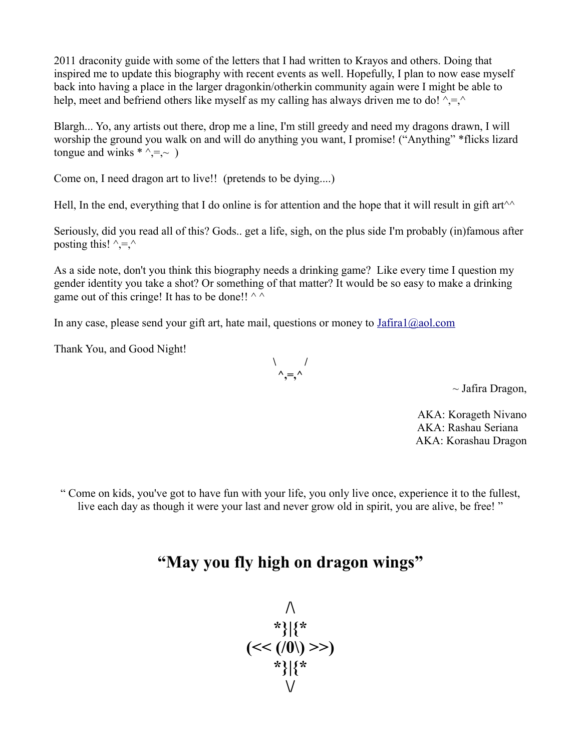2011 draconity guide with some of the letters that I had written to Krayos and others. Doing that inspired me to update this biography with recent events as well. Hopefully, I plan to now ease myself back into having a place in the larger dragonkin/otherkin community again were I might be able to help, meet and befriend others like myself as my calling has always driven me to do! ^,=,^

Blargh... Yo, any artists out there, drop me a line, I'm still greedy and need my dragons drawn, I will worship the ground you walk on and will do anything you want, I promise! (“Anything” *flicks lizard tongue and winks * ^,=,~ )

Come on, I need dragon art to live!! (pretends to be dying....)

Hell, In the end, everything that I do online is for attention and the hope that it will result in gift art^^

Seriously, did you read all of this? Gods.. get a life, sigh, on the plus side I'm probably (in)famous after posting this! ^,=,^

As a side note, don't you think this biography needs a drinking game? Like every time I question my gender identity you take a shot? Or something of that matter? It would be so easy to make a drinking game out of this cringe! It has to be done!! ^ ^

In any case, please send your gift art, hate mail, questions or money to Jafira1@aol.com

Thank You, and Good Night!

```
\   /
 ^,=,^
```

~ Jafira Dragon,

AKA: Korageth Nivano
AKA: Rashau Seriana
AKA: Korashau Dragon

“ Come on kids, you've got to have fun with your life, you only live once, experience it to the fullest, live each day as though it were your last and never grow old in spirit, you are alive, be free! ”

## “May you fly high on dragon wings”

```
      /\
    *}|{*
(<< (/0\) >>)
    *}|{*
      \/
```